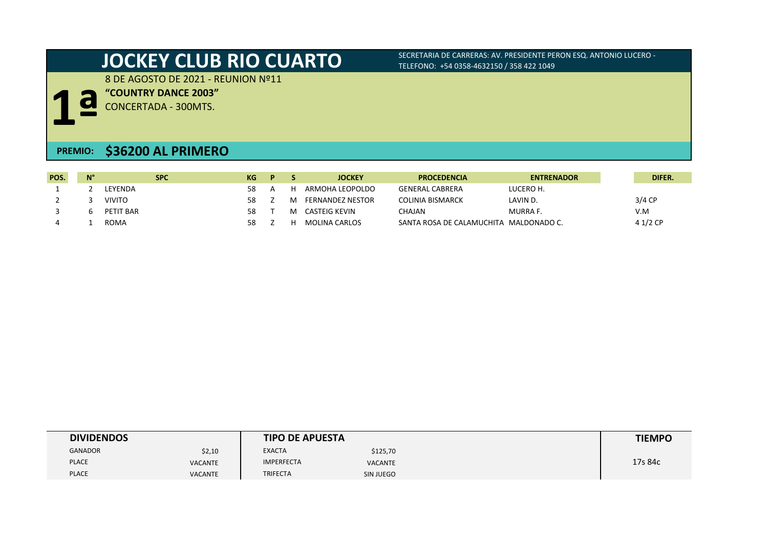# JOCKEY CLUB RIO CUARTO

SECRETARIA DE CARRERAS: AV. PRESIDENTE PERON ESQ. ANTONIO LUCERO - TELEFONO: +54 0358-4632150 / 358 422 1049

## 1ª

8 DE AGOSTO DE 2021 - REUNION Nº11

**"COUNTRY DANCE 2003"**

CONCERTADA - 300MTS.

**PREMIO: $36200 AL PRIMERO**

| POS. | N° | SPC | KG | P | S | JOCKEY | PROCEDENCIA | ENTRENADOR | DIFER. |
|---|---|---|---|---|---|---|---|---|---|
| 1 | 2 | LEYENDA | 58 | A | H | ARMOHA LEOPOLDO | GENERAL CABRERA | LUCERO H. | |
| 2 | 3 | VIVITO | 58 | Z | M | FERNANDEZ NESTOR | COLINIA BISMARCK | LAVIN D. | 3/4 CP |
| 3 | 6 | PETIT BAR | 58 | T | M | CASTEIG KEVIN | CHAJAN | MURRA F. | V.M |
| 4 | 1 | ROMA | 58 | Z | H | MOLINA CARLOS | SANTA ROSA DE CALAMUCHITA | MALDONADO C. | 4 1/2 CP |

| DIVIDENDOS | | TIPO DE APUESTA | | TIEMPO |
|---|---|---|---|---|
| GANADOR | $2,10 | EXACTA | $125,70 | 17s 84c |
| PLACE | VACANTE | IMPERFECTA | VACANTE | |
| PLACE | VACANTE | TRIFECTA | SIN JUEGO | |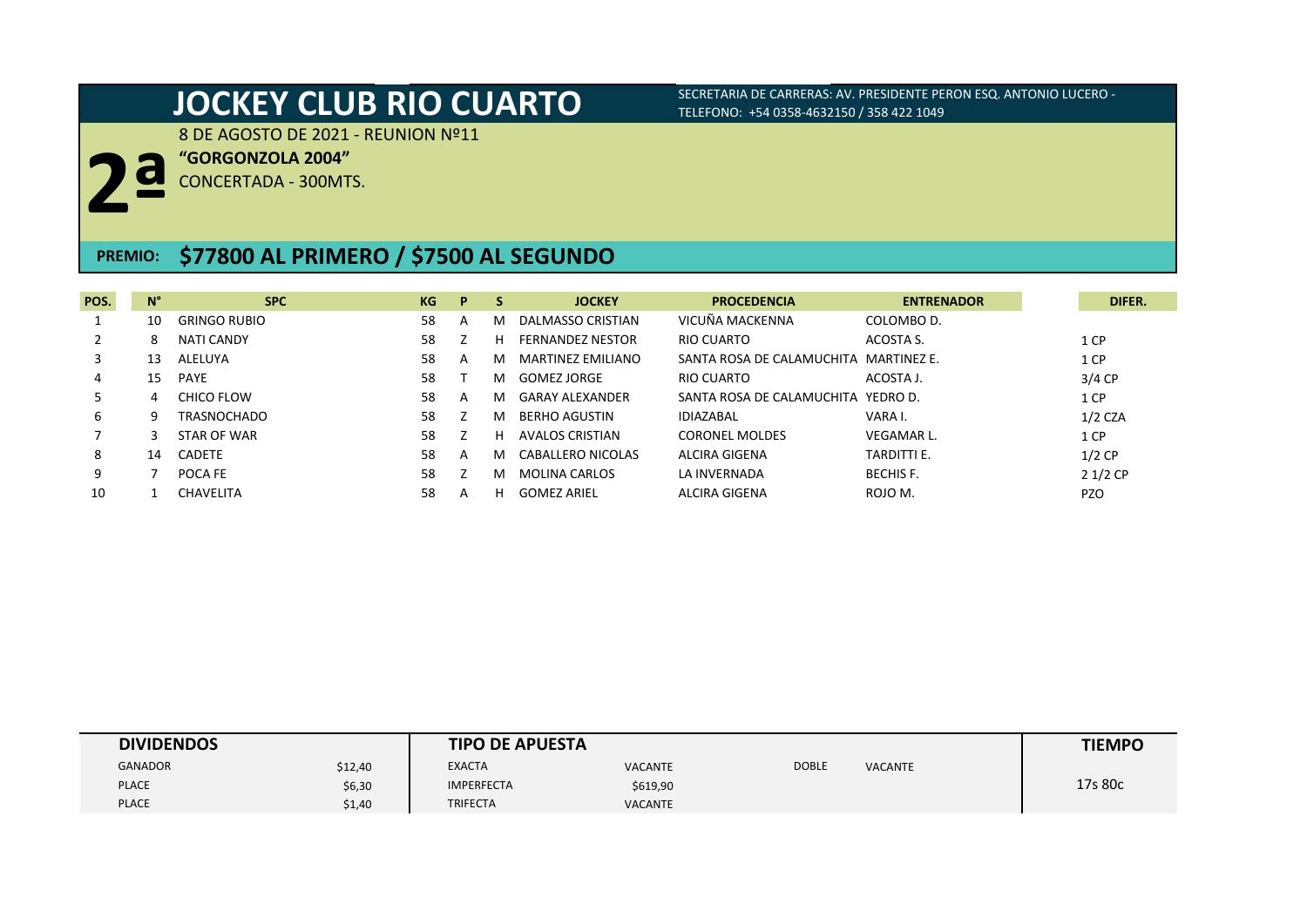# JOCKEY CLUB RIO CUARTO

SECRETARIA DE CARRERAS: AV. PRESIDENTE PERON ESQ. ANTONIO LUCERO - TELEFONO: +54 0358-4632150 / 358 422 1049

## 2ª

8 DE AGOSTO DE 2021 - REUNION Nº11

**"GORGONZOLA 2004"**

CONCERTADA - 300MTS.

**PREMIO: $77800 AL PRIMERO / $7500 AL SEGUNDO**

| POS. | N° | SPC | KG | P | S | JOCKEY | PROCEDENCIA | ENTRENADOR | DIFER. |
|---|---|---|---|---|---|---|---|---|---|
| 1 | 10 | GRINGO RUBIO | 58 | A | M | DALMASSO CRISTIAN | VICUÑA MACKENNA | COLOMBO D. | |
| 2 | 8 | NATI CANDY | 58 | Z | H | FERNANDEZ NESTOR | RIO CUARTO | ACOSTA S. | 1 CP |
| 3 | 13 | ALELUYA | 58 | A | M | MARTINEZ EMILIANO | SANTA ROSA DE CALAMUCHITA | MARTINEZ E. | 1 CP |
| 4 | 15 | PAYE | 58 | T | M | GOMEZ JORGE | RIO CUARTO | ACOSTA J. | 3/4 CP |
| 5 | 4 | CHICO FLOW | 58 | A | M | GARAY ALEXANDER | SANTA ROSA DE CALAMUCHITA | YEDRO D. | 1 CP |
| 6 | 9 | TRASNOCHADO | 58 | Z | M | BERHO AGUSTIN | IDIAZABAL | VARA I. | 1/2 CZA |
| 7 | 3 | STAR OF WAR | 58 | Z | H | AVALOS CRISTIAN | CORONEL MOLDES | VEGAMAR L. | 1 CP |
| 8 | 14 | CADETE | 58 | A | M | CABALLERO NICOLAS | ALCIRA GIGENA | TARDITTI E. | 1/2 CP |
| 9 | 7 | POCA FE | 58 | Z | M | MOLINA CARLOS | LA INVERNADA | BECHIS F. | 2 1/2 CP |
| 10 | 1 | CHAVELITA | 58 | A | H | GOMEZ ARIEL | ALCIRA GIGENA | ROJO M. | PZO |

| DIVIDENDOS | | TIPO DE APUESTA | | | | TIEMPO |
|---|---|---|---|---|---|---|
| GANADOR | $12,40 | EXACTA | VACANTE | DOBLE | VACANTE | 17s 80c |
| PLACE | $6,30 | IMPERFECTA | $619,90 | | | |
| PLACE | $1,40 | TRIFECTA | VACANTE | | | |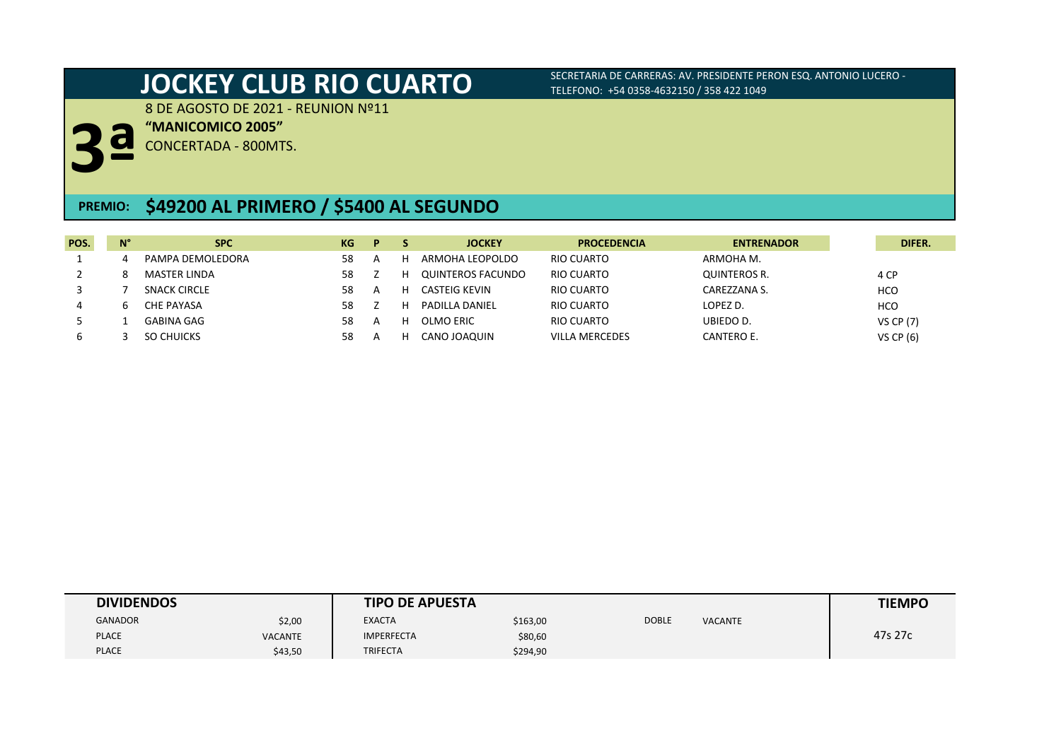# JOCKEY CLUB RIO CUARTO

SECRETARIA DE CARRERAS: AV. PRESIDENTE PERON ESQ. ANTONIO LUCERO - TELEFONO: +54 0358-4632150 / 358 422 1049

## 3ª

8 DE AGOSTO DE 2021 - REUNION Nº11

**"MANICOMICO 2005"**

CONCERTADA - 800MTS.

**PREMIO: $49200 AL PRIMERO / $5400 AL SEGUNDO**

| POS. | N° | SPC | KG | P | S | JOCKEY | PROCEDENCIA | ENTRENADOR | DIFER. |
|---|---|---|---|---|---|---|---|---|---|
| 1 | 4 | PAMPA DEMOLEDORA | 58 | A | H | ARMOHA LEOPOLDO | RIO CUARTO | ARMOHA M. | |
| 2 | 8 | MASTER LINDA | 58 | Z | H | QUINTEROS FACUNDO | RIO CUARTO | QUINTEROS R. | 4 CP |
| 3 | 7 | SNACK CIRCLE | 58 | A | H | CASTEIG KEVIN | RIO CUARTO | CAREZZANA S. | HCO |
| 4 | 6 | CHE PAYASA | 58 | Z | H | PADILLA DANIEL | RIO CUARTO | LOPEZ D. | HCO |
| 5 | 1 | GABINA GAG | 58 | A | H | OLMO ERIC | RIO CUARTO | UBIEDO D. | VS CP (7) |
| 6 | 3 | SO CHUICKS | 58 | A | H | CANO JOAQUIN | VILLA MERCEDES | CANTERO E. | VS CP (6) |

| DIVIDENDOS | | TIPO DE APUESTA | | | | TIEMPO |
|---|---|---|---|---|---|---|
| GANADOR | $2,00 | EXACTA | $163,00 | DOBLE | VACANTE | 47s 27c |
| PLACE | VACANTE | IMPERFECTA | $80,60 | | | |
| PLACE | $43,50 | TRIFECTA | $294,90 | | | |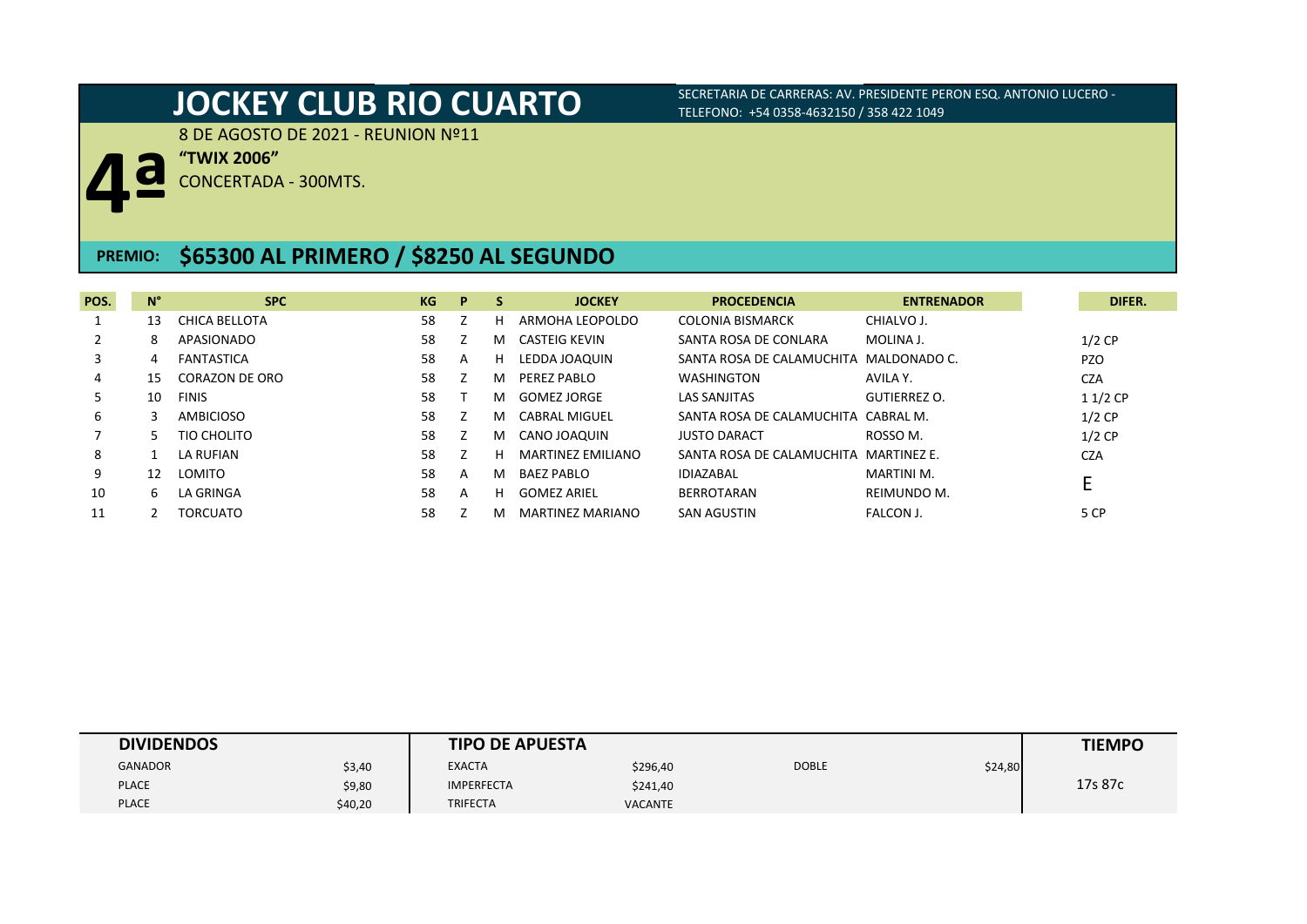# JOCKEY CLUB RIO CUARTO

SECRETARIA DE CARRERAS: AV. PRESIDENTE PERON ESQ. ANTONIO LUCERO - TELEFONO: +54 0358-4632150 / 358 422 1049

## 4ª

8 DE AGOSTO DE 2021 - REUNION Nº11

**"TWIX 2006"**

CONCERTADA - 300MTS.

**PREMIO: $65300 AL PRIMERO / $8250 AL SEGUNDO**

| POS. | N° | SPC | KG | P | S | JOCKEY | PROCEDENCIA | ENTRENADOR | DIFER. |
|---|---|---|---|---|---|---|---|---|---|
| 1 | 13 | CHICA BELLOTA | 58 | Z | H | ARMOHA LEOPOLDO | COLONIA BISMARCK | CHIALVO J. | |
| 2 | 8 | APASIONADO | 58 | Z | M | CASTEIG KEVIN | SANTA ROSA DE CONLARA | MOLINA J. | 1/2 CP |
| 3 | 4 | FANTASTICA | 58 | A | H | LEDDA JOAQUIN | SANTA ROSA DE CALAMUCHITA | MALDONADO C. | PZO |
| 4 | 15 | CORAZON DE ORO | 58 | Z | M | PEREZ PABLO | WASHINGTON | AVILA Y. | CZA |
| 5 | 10 | FINIS | 58 | T | M | GOMEZ JORGE | LAS SANJITAS | GUTIERREZ O. | 1 1/2 CP |
| 6 | 3 | AMBICIOSO | 58 | Z | M | CABRAL MIGUEL | SANTA ROSA DE CALAMUCHITA | CABRAL M. | 1/2 CP |
| 7 | 5 | TIO CHOLITO | 58 | Z | M | CANO JOAQUIN | JUSTO DARACT | ROSSO M. | 1/2 CP |
| 8 | 1 | LA RUFIAN | 58 | Z | H | MARTINEZ EMILIANO | SANTA ROSA DE CALAMUCHITA | MARTINEZ E. | CZA |
| 9 | 12 | LOMITO | 58 | A | M | BAEZ PABLO | IDIAZABAL | MARTINI M. | E |
| 10 | 6 | LA GRINGA | 58 | A | H | GOMEZ ARIEL | BERROTARAN | REIMUNDO M. | |
| 11 | 2 | TORCUATO | 58 | Z | M | MARTINEZ MARIANO | SAN AGUSTIN | FALCON J. | 5 CP |

| DIVIDENDOS | | TIPO DE APUESTA | | | | TIEMPO |
|---|---|---|---|---|---|---|
| GANADOR | $3,40 | EXACTA | $296,40 | DOBLE | $24,80 | 17s 87c |
| PLACE | $9,80 | IMPERFECTA | $241,40 | | | |
| PLACE | $40,20 | TRIFECTA | VACANTE | | | |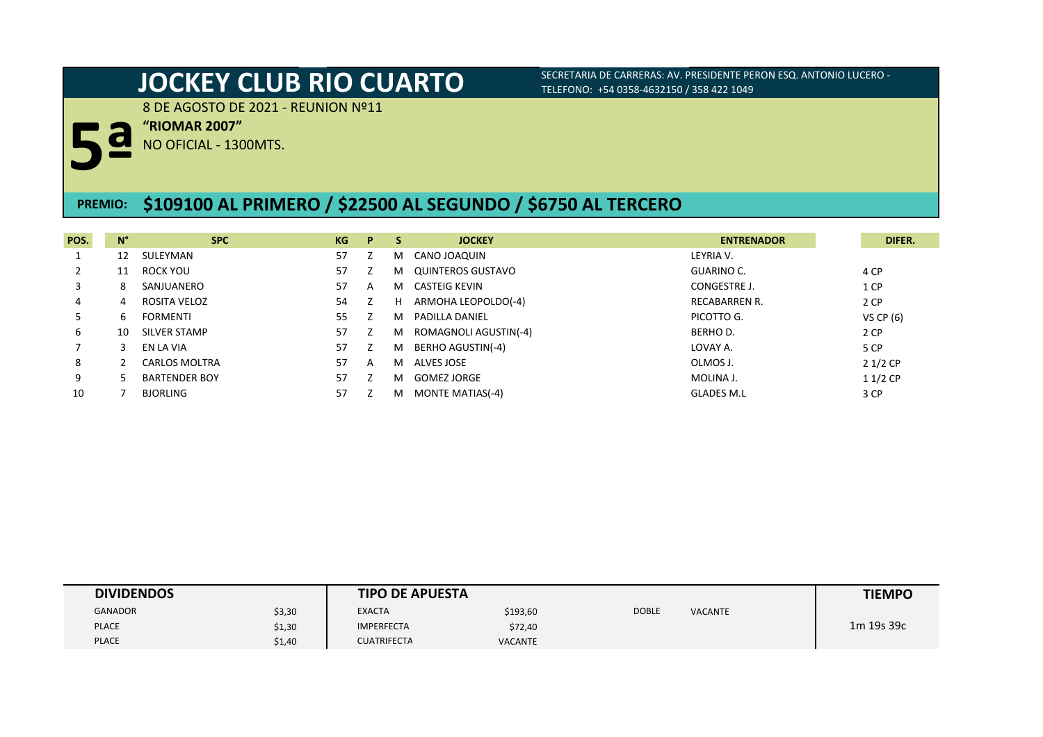# JOCKEY CLUB RIO CUARTO

SECRETARIA DE CARRERAS: AV. PRESIDENTE PERON ESQ. ANTONIO LUCERO - TELEFONO: +54 0358-4632150 / 358 422 1049

## 5ª

8 DE AGOSTO DE 2021 - REUNION Nº11

**"RIOMAR 2007"**

NO OFICIAL - 1300MTS.

**PREMIO: $109100 AL PRIMERO / $22500 AL SEGUNDO / $6750 AL TERCERO**

| POS. | N° | SPC | KG | P | S | JOCKEY | ENTRENADOR | DIFER. |
|---|---|---|---|---|---|---|---|---|
| 1 | 12 | SULEYMAN | 57 | Z | M | CANO JOAQUIN | LEYRIA V. | |
| 2 | 11 | ROCK YOU | 57 | Z | M | QUINTEROS GUSTAVO | GUARINO C. | 4 CP |
| 3 | 8 | SANJUANERO | 57 | A | M | CASTEIG KEVIN | CONGESTRE J. | 1 CP |
| 4 | 4 | ROSITA VELOZ | 54 | Z | H | ARMOHA LEOPOLDO(-4) | RECABARREN R. | 2 CP |
| 5 | 6 | FORMENTI | 55 | Z | M | PADILLA DANIEL | PICOTTO G. | VS CP (6) |
| 6 | 10 | SILVER STAMP | 57 | Z | M | ROMAGNOLI AGUSTIN(-4) | BERHO D. | 2 CP |
| 7 | 3 | EN LA VIA | 57 | Z | M | BERHO AGUSTIN(-4) | LOVAY A. | 5 CP |
| 8 | 2 | CARLOS MOLTRA | 57 | A | M | ALVES JOSE | OLMOS J. | 2 1/2 CP |
| 9 | 5 | BARTENDER BOY | 57 | Z | M | GOMEZ JORGE | MOLINA J. | 1 1/2 CP |
| 10 | 7 | BJORLING | 57 | Z | M | MONTE MATIAS(-4) | GLADES M.L | 3 CP |

| DIVIDENDOS | | TIPO DE APUESTA | | | | TIEMPO |
|---|---|---|---|---|---|---|
| GANADOR | $3,30 | EXACTA | $193,60 | DOBLE | VACANTE | 1m 19s 39c |
| PLACE | $1,30 | IMPERFECTA | $72,40 | | | |
| PLACE | $1,40 | CUATRIFECTA | VACANTE | | | |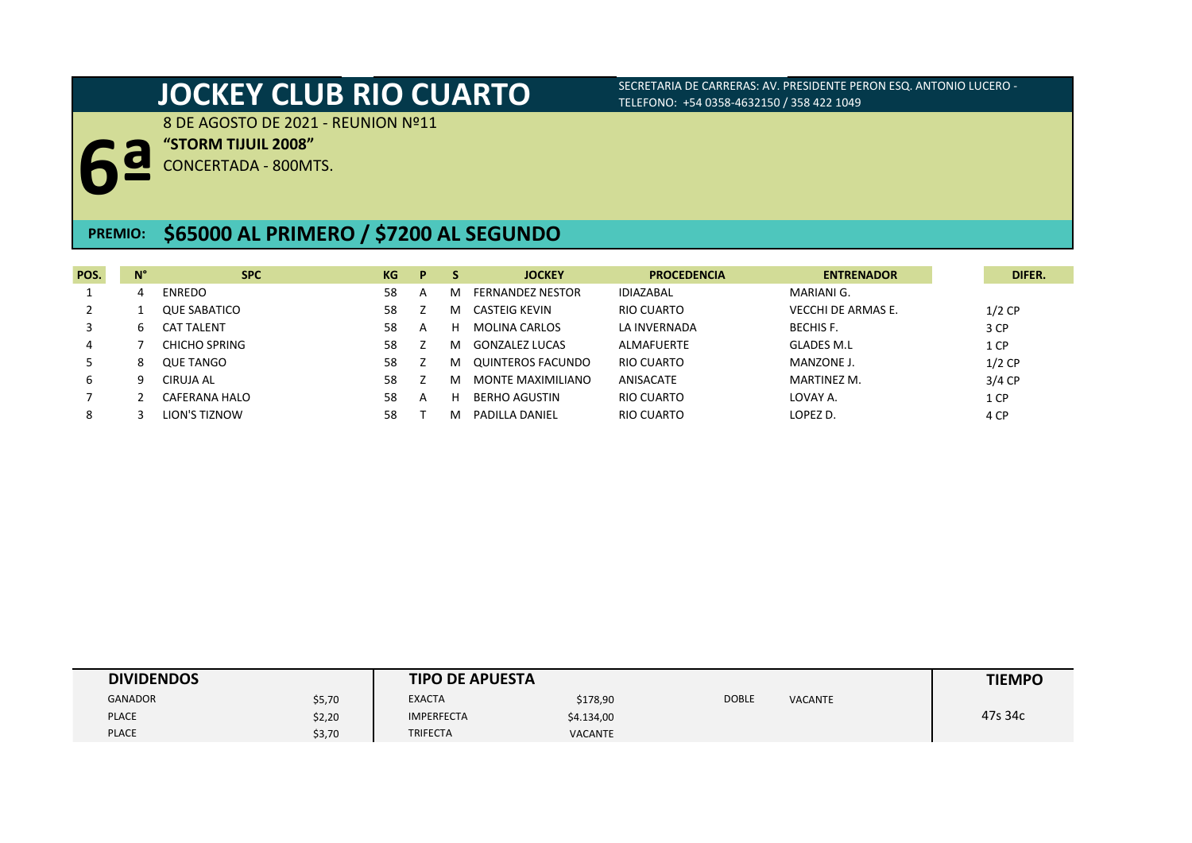# JOCKEY CLUB RIO CUARTO

SECRETARIA DE CARRERAS: AV. PRESIDENTE PERON ESQ. ANTONIO LUCERO - TELEFONO: +54 0358-4632150 / 358 422 1049

## 6ª

8 DE AGOSTO DE 2021 - REUNION Nº11

**"STORM TIJUIL 2008"**

CONCERTADA - 800MTS.

**PREMIO: $65000 AL PRIMERO / $7200 AL SEGUNDO**

| POS. | N° | SPC | KG | P | S | JOCKEY | PROCEDENCIA | ENTRENADOR | DIFER. |
|---|---|---|---|---|---|---|---|---|---|
| 1 | 4 | ENREDO | 58 | A | M | FERNANDEZ NESTOR | IDIAZABAL | MARIANI G. | |
| 2 | 1 | QUE SABATICO | 58 | Z | M | CASTEIG KEVIN | RIO CUARTO | VECCHI DE ARMAS E. | 1/2 CP |
| 3 | 6 | CAT TALENT | 58 | A | H | MOLINA CARLOS | LA INVERNADA | BECHIS F. | 3 CP |
| 4 | 7 | CHICHO SPRING | 58 | Z | M | GONZALEZ LUCAS | ALMAFUERTE | GLADES M.L | 1 CP |
| 5 | 8 | QUE TANGO | 58 | Z | M | QUINTEROS FACUNDO | RIO CUARTO | MANZONE J. | 1/2 CP |
| 6 | 9 | CIRUJA AL | 58 | Z | M | MONTE MAXIMILIANO | ANISACATE | MARTINEZ M. | 3/4 CP |
| 7 | 2 | CAFERANA HALO | 58 | A | H | BERHO AGUSTIN | RIO CUARTO | LOVAY A. | 1 CP |
| 8 | 3 | LION'S TIZNOW | 58 | T | M | PADILLA DANIEL | RIO CUARTO | LOPEZ D. | 4 CP |

| DIVIDENDOS | | TIPO DE APUESTA | | | | TIEMPO |
|---|---|---|---|---|---|---|
| GANADOR | $5,70 | EXACTA | $178,90 | DOBLE | VACANTE | |
| PLACE | $2,20 | IMPERFECTA | $4.134,00 | | | 47s 34c |
| PLACE | $3,70 | TRIFECTA | VACANTE | | | |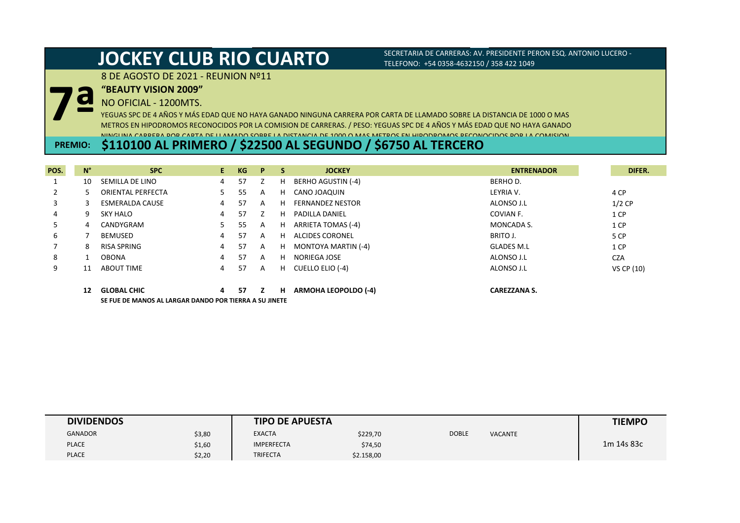# JOCKEY CLUB RIO CUARTO

SECRETARIA DE CARRERAS: AV. PRESIDENTE PERON ESQ. ANTONIO LUCERO - TELEFONO: +54 0358-4632150 / 358 422 1049

## 7ª

8 DE AGOSTO DE 2021 - REUNION Nº11

**"BEAUTY VISION 2009"**

NO OFICIAL - 1200MTS.

YEGUAS SPC DE 4 AÑOS Y MÁS EDAD QUE NO HAYA GANADO NINGUNA CARRERA POR CARTA DE LLAMADO SOBRE LA DISTANCIA DE 1000 O MAS METROS EN HIPODROMOS RECONOCIDOS POR LA COMISION DE CARRERAS. / PESO: YEGUAS SPC DE 4 AÑOS Y MÁS EDAD QUE NO HAYA GANADO NINGUNA CARRERA POR CARTA DE LLAMADO SOBRE LA DISTANCIA DE 1000 O MAS METROS EN HIPODROMOS RECONOCIDOS POR LA COMISION

**PREMIO: $110100 AL PRIMERO / $22500 AL SEGUNDO / $6750 AL TERCERO**

| POS. | N° | SPC | E. | KG | P | S | JOCKEY | ENTRENADOR | DIFER. |
|---|---|---|---|---|---|---|---|---|---|
| 1 | 10 | SEMILLA DE LINO | 4 | 57 | Z | H | BERHO AGUSTIN (-4) | BERHO D. | |
| 2 | 5 | ORIENTAL PERFECTA | 5 | 55 | A | H | CANO JOAQUIN | LEYRIA V. | 4 CP |
| 3 | 3 | ESMERALDA CAUSE | 4 | 57 | A | H | FERNANDEZ NESTOR | ALONSO J.L | 1/2 CP |
| 4 | 9 | SKY HALO | 4 | 57 | Z | H | PADILLA DANIEL | COVIAN F. | 1 CP |
| 5 | 4 | CANDYGRAM | 5 | 55 | A | H | ARRIETA TOMAS (-4) | MONCADA S. | 1 CP |
| 6 | 7 | BEMUSED | 4 | 57 | A | H | ALCIDES CORONEL | BRITO J. | 5 CP |
| 7 | 8 | RISA SPRING | 4 | 57 | A | H | MONTOYA MARTIN (-4) | GLADES M.L | 1 CP |
| 8 | 1 | OBONA | 4 | 57 | A | H | NORIEGA JOSE | ALONSO J.L | CZA |
| 9 | 11 | ABOUT TIME | 4 | 57 | A | H | CUELLO ELIO (-4) | ALONSO J.L | VS CP (10) |
| | **12** | **GLOBAL CHIC** | **4** | **57** | **Z** | **H** | **ARMOHA LEOPOLDO (-4)** | **CAREZZANA S.** | |

**SE FUE DE MANOS AL LARGAR DANDO POR TIERRA A SU JINETE**

| DIVIDENDOS | | TIPO DE APUESTA | | | | TIEMPO |
|---|---|---|---|---|---|---|
| GANADOR | $3,80 | EXACTA | $229,70 | DOBLE | VACANTE | |
| PLACE | $1,60 | IMPERFECTA | $74,50 | | | 1m 14s 83c |
| PLACE | $2,20 | TRIFECTA | $2.158,00 | | | |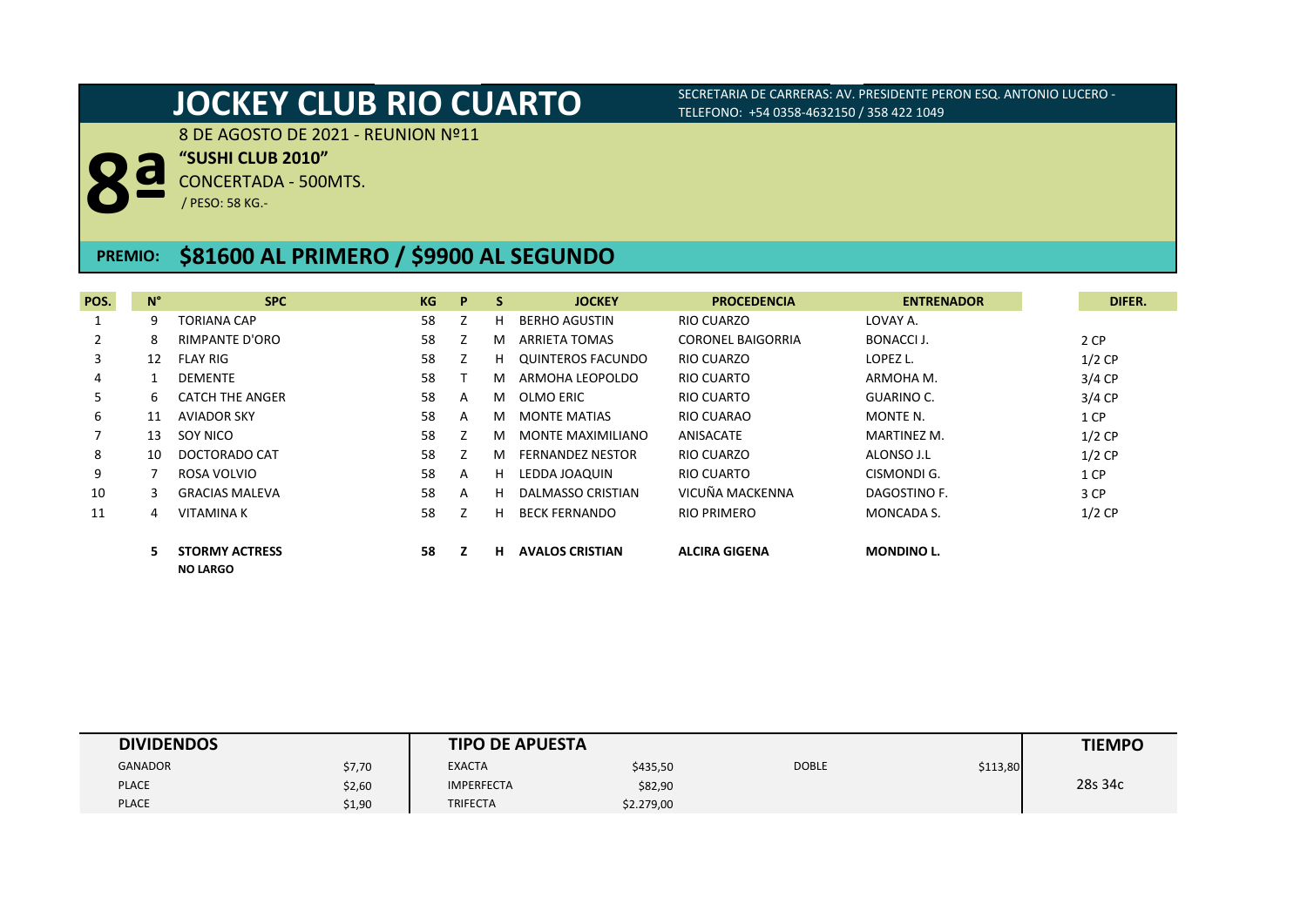# JOCKEY CLUB RIO CUARTO

SECRETARIA DE CARRERAS: AV. PRESIDENTE PERON ESQ. ANTONIO LUCERO - TELEFONO: +54 0358-4632150 / 358 422 1049

## 8ª

8 DE AGOSTO DE 2021 - REUNION Nº11

**"SUSHI CLUB 2010"**

CONCERTADA - 500MTS.

/ PESO: 58 KG.-

**PREMIO: $81600 AL PRIMERO / $9900 AL SEGUNDO**

| POS. | N° | SPC | KG | P | S | JOCKEY | PROCEDENCIA | ENTRENADOR | DIFER. |
|---|---|---|---|---|---|---|---|---|---|
| 1 | 9 | TORIANA CAP | 58 | Z | H | BERHO AGUSTIN | RIO CUARZO | LOVAY A. | |
| 2 | 8 | RIMPANTE D'ORO | 58 | Z | M | ARRIETA TOMAS | CORONEL BAIGORRIA | BONACCI J. | 2 CP |
| 3 | 12 | FLAY RIG | 58 | Z | H | QUINTEROS FACUNDO | RIO CUARZO | LOPEZ L. | 1/2 CP |
| 4 | 1 | DEMENTE | 58 | T | M | ARMOHA LEOPOLDO | RIO CUARTO | ARMOHA M. | 3/4 CP |
| 5 | 6 | CATCH THE ANGER | 58 | A | M | OLMO ERIC | RIO CUARTO | GUARINO C. | 3/4 CP |
| 6 | 11 | AVIADOR SKY | 58 | A | M | MONTE MATIAS | RIO CUARAO | MONTE N. | 1 CP |
| 7 | 13 | SOY NICO | 58 | Z | M | MONTE MAXIMILIANO | ANISACATE | MARTINEZ M. | 1/2 CP |
| 8 | 10 | DOCTORADO CAT | 58 | Z | M | FERNANDEZ NESTOR | RIO CUARZO | ALONSO J.L | 1/2 CP |
| 9 | 7 | ROSA VOLVIO | 58 | A | H | LEDDA JOAQUIN | RIO CUARTO | CISMONDI G. | 1 CP |
| 10 | 3 | GRACIAS MALEVA | 58 | A | H | DALMASSO CRISTIAN | VICUÑA MACKENNA | DAGOSTINO F. | 3 CP |
| 11 | 4 | VITAMINA K | 58 | Z | H | BECK FERNANDO | RIO PRIMERO | MONCADA S. | 1/2 CP |
| | **5** | **STORMY ACTRESS** **NO LARGO** | **58** | **Z** | **H** | **AVALOS CRISTIAN** | **ALCIRA GIGENA** | **MONDINO L.** | |

| DIVIDENDOS | | TIPO DE APUESTA | | | | TIEMPO |
|---|---|---|---|---|---|---|
| GANADOR | $7,70 | EXACTA | $435,50 | DOBLE | $113,80 | 28s 34c |
| PLACE | $2,60 | IMPERFECTA | $82,90 | | | |
| PLACE | $1,90 | TRIFECTA | $2.279,00 | | | |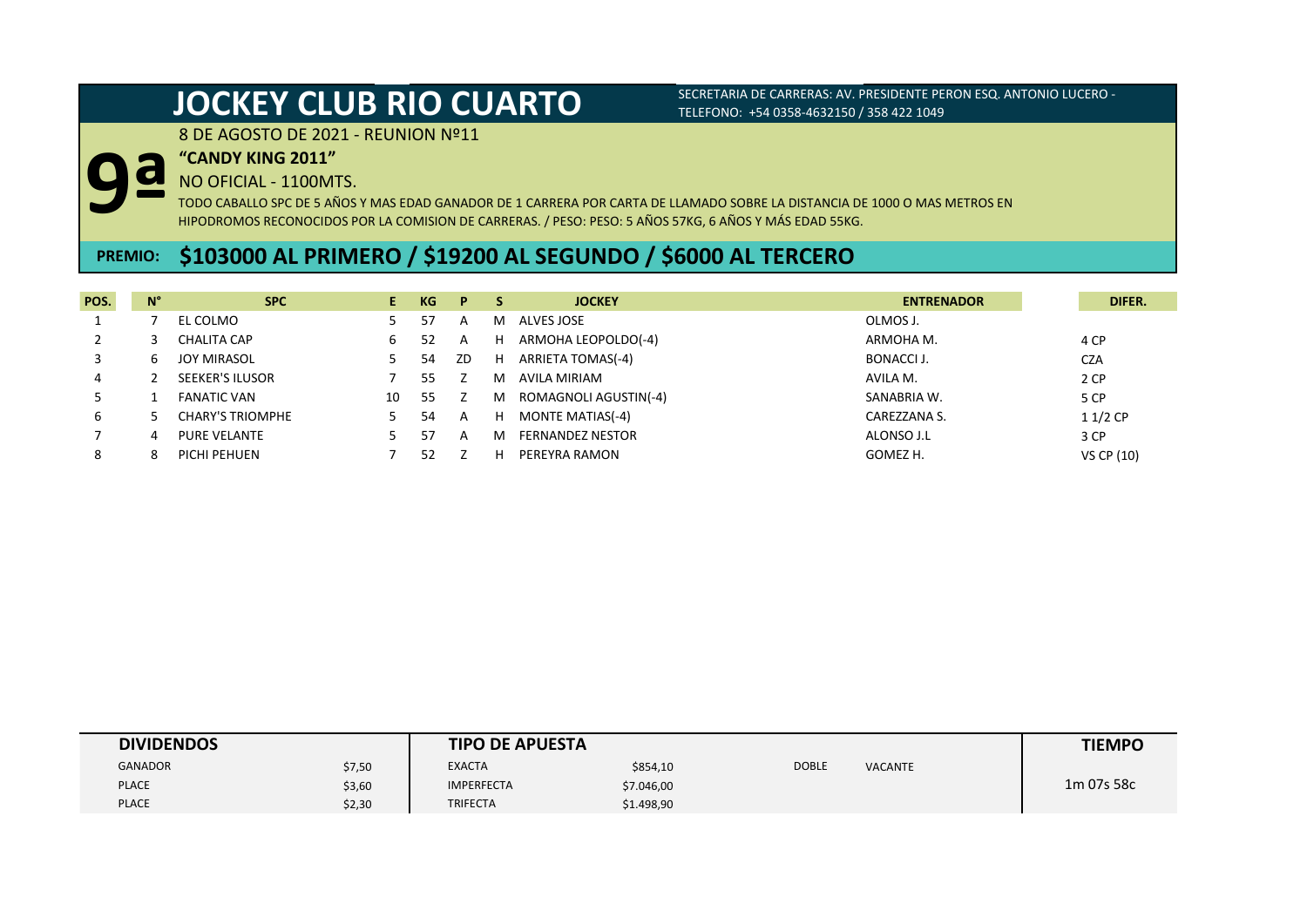# JOCKEY CLUB RIO CUARTO

SECRETARIA DE CARRERAS: AV. PRESIDENTE PERON ESQ. ANTONIO LUCERO - TELEFONO: +54 0358-4632150 / 358 422 1049

## 9ª

8 DE AGOSTO DE 2021 - REUNION Nº11

**"CANDY KING 2011"**

NO OFICIAL - 1100MTS.

TODO CABALLO SPC DE 5 AÑOS Y MAS EDAD GANADOR DE 1 CARRERA POR CARTA DE LLAMADO SOBRE LA DISTANCIA DE 1000 O MAS METROS EN HIPODROMOS RECONOCIDOS POR LA COMISION DE CARRERAS. / PESO: PESO: 5 AÑOS 57KG, 6 AÑOS Y MÁS EDAD 55KG.

**PREMIO: $103000 AL PRIMERO / $19200 AL SEGUNDO / $6000 AL TERCERO**

| POS. | N° | SPC | E | KG | P | S | JOCKEY | ENTRENADOR | DIFER. |
|---|---|---|---|---|---|---|---|---|---|
| 1 | 7 | EL COLMO | 5 | 57 | A | M | ALVES JOSE | OLMOS J. | |
| 2 | 3 | CHALITA CAP | 6 | 52 | A | H | ARMOHA LEOPOLDO(-4) | ARMOHA M. | 4 CP |
| 3 | 6 | JOY MIRASOL | 5 | 54 | ZD | H | ARRIETA TOMAS(-4) | BONACCI J. | CZA |
| 4 | 2 | SEEKER'S ILUSOR | 7 | 55 | Z | M | AVILA MIRIAM | AVILA M. | 2 CP |
| 5 | 1 | FANATIC VAN | 10 | 55 | Z | M | ROMAGNOLI AGUSTIN(-4) | SANABRIA W. | 5 CP |
| 6 | 5 | CHARY'S TRIOMPHE | 5 | 54 | A | H | MONTE MATIAS(-4) | CAREZZANA S. | 1 1/2 CP |
| 7 | 4 | PURE VELANTE | 5 | 57 | A | M | FERNANDEZ NESTOR | ALONSO J.L | 3 CP |
| 8 | 8 | PICHI PEHUEN | 7 | 52 | Z | H | PEREYRA RAMON | GOMEZ H. | VS CP (10) |

| DIVIDENDOS | | TIPO DE APUESTA | | | | TIEMPO |
|---|---|---|---|---|---|---|
| GANADOR | $7,50 | EXACTA | $854,10 | DOBLE | VACANTE | 1m 07s 58c |
| PLACE | $3,60 | IMPERFECTA | $7.046,00 | | | |
| PLACE | $2,30 | TRIFECTA | $1.498,90 | | | |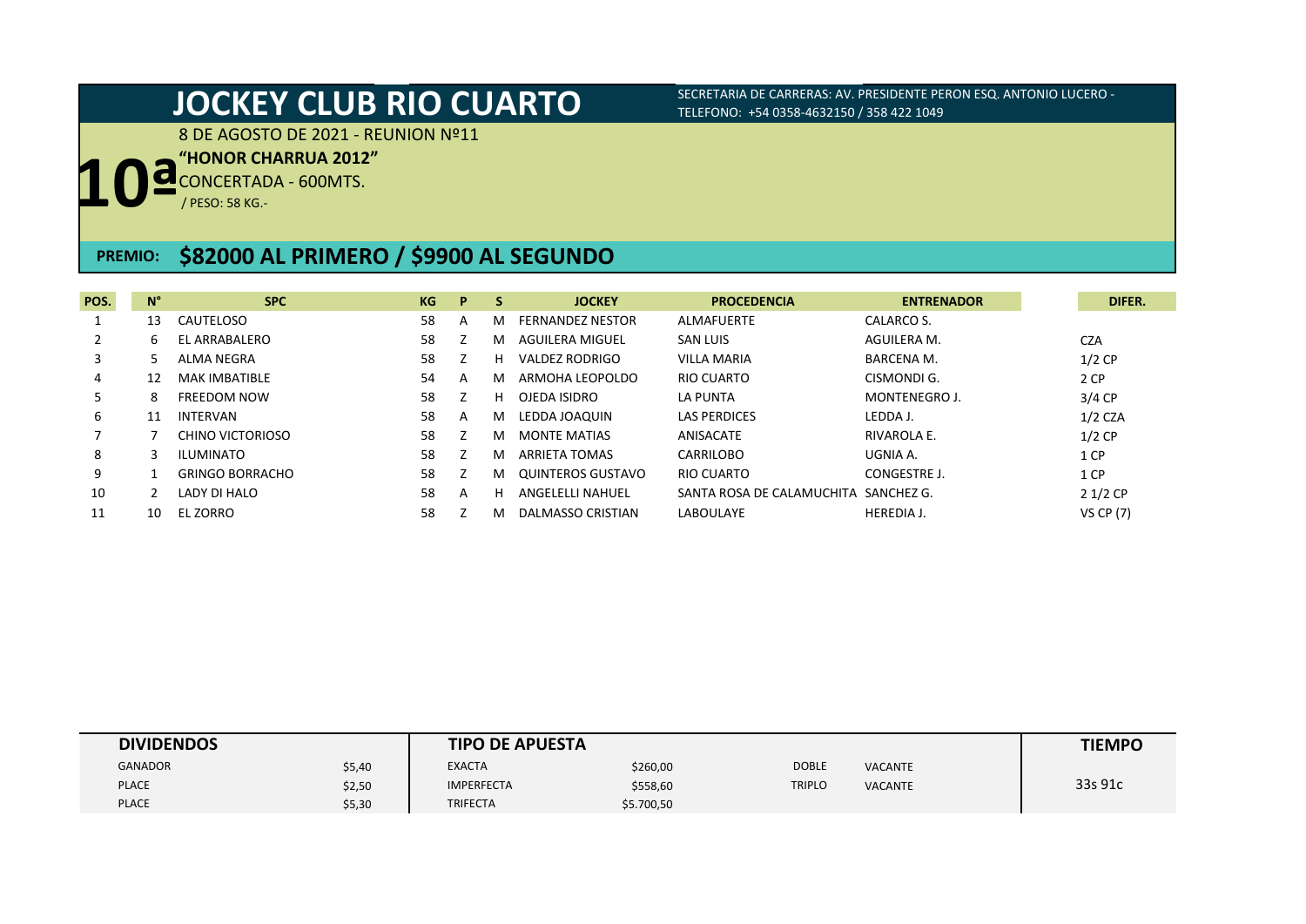# JOCKEY CLUB RIO CUARTO

SECRETARIA DE CARRERAS: AV. PRESIDENTE PERON ESQ. ANTONIO LUCERO - TELEFONO: +54 0358-4632150 / 358 422 1049

8 DE AGOSTO DE 2021 - REUNION Nº11

## 10ª

**"HONOR CHARRUA 2012"**

CONCERTADA - 600MTS.

/ PESO: 58 KG.-

**PREMIO: $82000 AL PRIMERO / $9900 AL SEGUNDO**

| POS. | N° | SPC | KG | P | S | JOCKEY | PROCEDENCIA | ENTRENADOR | DIFER. |
|---|---|---|---|---|---|---|---|---|---|
| 1 | 13 | CAUTELOSO | 58 | A | M | FERNANDEZ NESTOR | ALMAFUERTE | CALARCO S. | |
| 2 | 6 | EL ARRABALERO | 58 | Z | M | AGUILERA MIGUEL | SAN LUIS | AGUILERA M. | CZA |
| 3 | 5 | ALMA NEGRA | 58 | Z | H | VALDEZ RODRIGO | VILLA MARIA | BARCENA M. | 1/2 CP |
| 4 | 12 | MAK IMBATIBLE | 54 | A | M | ARMOHA LEOPOLDO | RIO CUARTO | CISMONDI G. | 2 CP |
| 5 | 8 | FREEDOM NOW | 58 | Z | H | OJEDA ISIDRO | LA PUNTA | MONTENEGRO J. | 3/4 CP |
| 6 | 11 | INTERVAN | 58 | A | M | LEDDA JOAQUIN | LAS PERDICES | LEDDA J. | 1/2 CZA |
| 7 | 7 | CHINO VICTORIOSO | 58 | Z | M | MONTE MATIAS | ANISACATE | RIVAROLA E. | 1/2 CP |
| 8 | 3 | ILUMINATO | 58 | Z | M | ARRIETA TOMAS | CARRILOBO | UGNIA A. | 1 CP |
| 9 | 1 | GRINGO BORRACHO | 58 | Z | M | QUINTEROS GUSTAVO | RIO CUARTO | CONGESTRE J. | 1 CP |
| 10 | 2 | LADY DI HALO | 58 | A | H | ANGELELLI NAHUEL | SANTA ROSA DE CALAMUCHITA | SANCHEZ G. | 2 1/2 CP |
| 11 | 10 | EL ZORRO | 58 | Z | M | DALMASSO CRISTIAN | LABOULAYE | HEREDIA J. | VS CP (7) |

| DIVIDENDOS | | TIPO DE APUESTA | | | | TIEMPO |
|---|---|---|---|---|---|---|
| GANADOR | $5,40 | EXACTA | $260,00 | DOBLE | VACANTE | 33s 91c |
| PLACE | $2,50 | IMPERFECTA | $558,60 | TRIPLO | VACANTE | |
| PLACE | $5,30 | TRIFECTA | $5.700,50 | | | |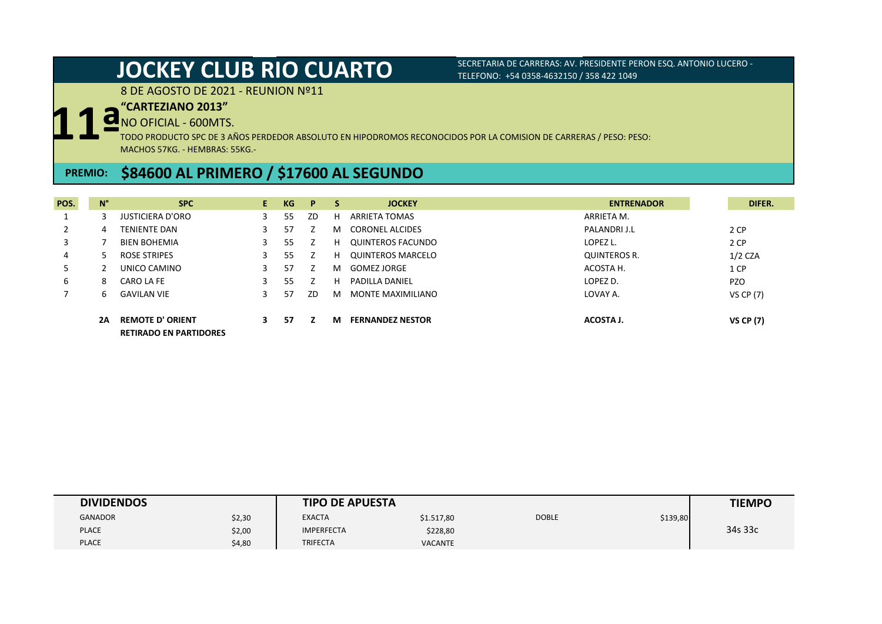# JOCKEY CLUB RIO CUARTO

SECRETARIA DE CARRERAS: AV. PRESIDENTE PERON ESQ. ANTONIO LUCERO - TELEFONO: +54 0358-4632150 / 358 422 1049

8 DE AGOSTO DE 2021 - REUNION Nº11

## 11ª

**"CARTEZIANO 2013"**

NO OFICIAL - 600MTS.

TODO PRODUCTO SPC DE 3 AÑOS PERDEDOR ABSOLUTO EN HIPODROMOS RECONOCIDOS POR LA COMISION DE CARRERAS / PESO: PESO: MACHOS 57KG. - HEMBRAS: 55KG.-

**PREMIO: $84600 AL PRIMERO / $17600 AL SEGUNDO**

| POS. | N° | SPC | E. | KG | P | S | JOCKEY | ENTRENADOR | DIFER. |
|---|---|---|---|---|---|---|---|---|---|
| 1 | 3 | JUSTICIERA D'ORO | 3 | 55 | ZD | H | ARRIETA TOMAS | ARRIETA M. | |
| 2 | 4 | TENIENTE DAN | 3 | 57 | Z | M | CORONEL ALCIDES | PALANDRI J.L | 2 CP |
| 3 | 7 | BIEN BOHEMIA | 3 | 55 | Z | H | QUINTEROS FACUNDO | LOPEZ L. | 2 CP |
| 4 | 5 | ROSE STRIPES | 3 | 55 | Z | H | QUINTEROS MARCELO | QUINTEROS R. | 1/2 CZA |
| 5 | 2 | UNICO CAMINO | 3 | 57 | Z | M | GOMEZ JORGE | ACOSTA H. | 1 CP |
| 6 | 8 | CARO LA FE | 3 | 55 | Z | H | PADILLA DANIEL | LOPEZ D. | PZO |
| 7 | 6 | GAVILAN VIE | 3 | 57 | ZD | M | MONTE MAXIMILIANO | LOVAY A. | VS CP (7) |
| | **2A** | **REMOTE D' ORIENT** | **3** | **57** | **Z** | **M** | **FERNANDEZ NESTOR** | **ACOSTA J.** | **VS CP (7)** |
| | | **RETIRADO EN PARTIDORES** | | | | | | | |

| DIVIDENDOS | | TIPO DE APUESTA | | | | TIEMPO |
|---|---|---|---|---|---|---|
| GANADOR | $2,30 | EXACTA | $1.517,80 | DOBLE | $139,80 | 34s 33c |
| PLACE | $2,00 | IMPERFECTA | $228,80 | | | |
| PLACE | $4,80 | TRIFECTA | VACANTE | | | |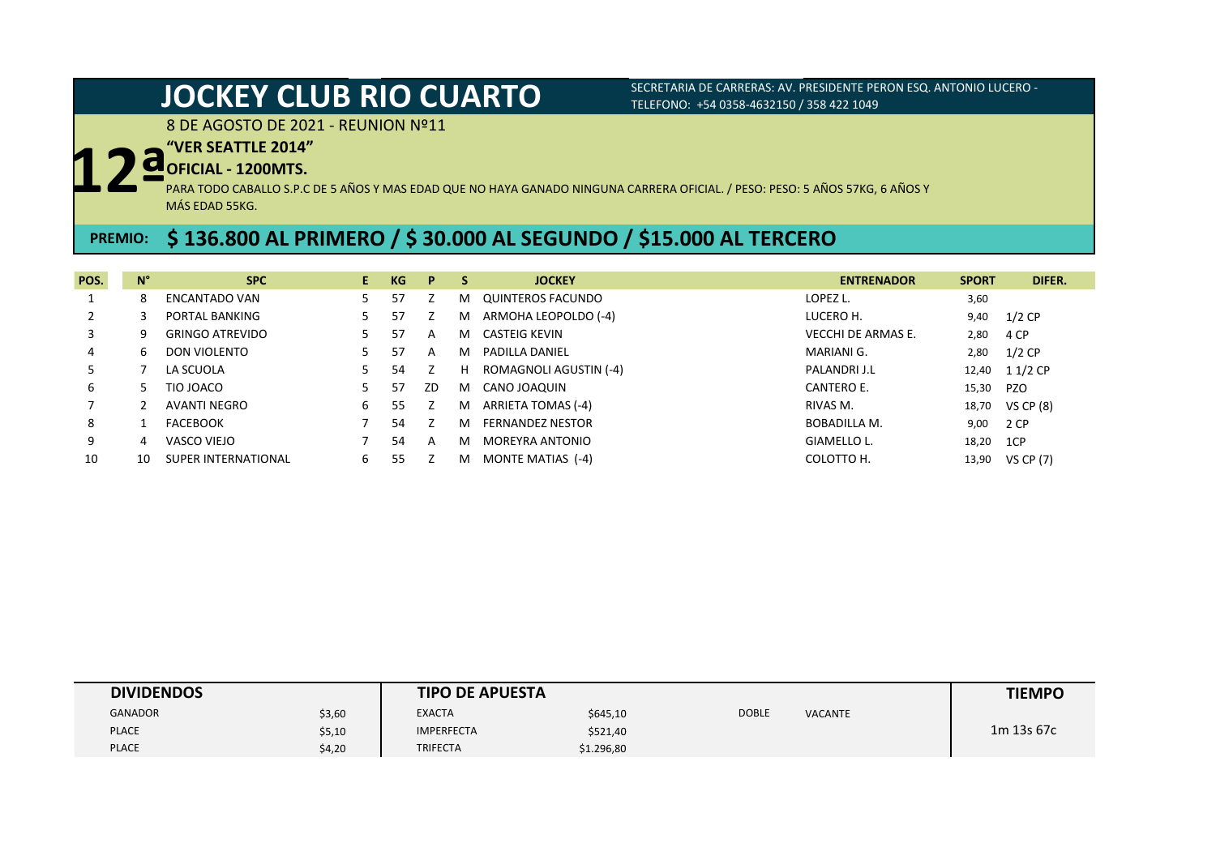# JOCKEY CLUB RIO CUARTO

SECRETARIA DE CARRERAS: AV. PRESIDENTE PERON ESQ. ANTONIO LUCERO - TELEFONO: +54 0358-4632150 / 358 422 1049

8 DE AGOSTO DE 2021 - REUNION Nº11

## 12ª

**"VER SEATTLE 2014"**

**OFICIAL - 1200MTS.**

PARA TODO CABALLO S.P.C DE 5 AÑOS Y MAS EDAD QUE NO HAYA GANADO NINGUNA CARRERA OFICIAL. / PESO: PESO: 5 AÑOS 57KG, 6 AÑOS Y MÁS EDAD 55KG.

**PREMIO: $ 136.800 AL PRIMERO / $ 30.000 AL SEGUNDO / $15.000 AL TERCERO**

| POS. | N° | SPC | E | KG | P | S | JOCKEY | ENTRENADOR | SPORT | DIFER. |
|---|---|---|---|---|---|---|---|---|---|---|
| 1 | 8 | ENCANTADO VAN | 5 | 57 | Z | M | QUINTEROS FACUNDO | LOPEZ L. | 3,60 | |
| 2 | 3 | PORTAL BANKING | 5 | 57 | Z | M | ARMOHA LEOPOLDO (-4) | LUCERO H. | 9,40 | 1/2 CP |
| 3 | 9 | GRINGO ATREVIDO | 5 | 57 | A | M | CASTEIG KEVIN | VECCHI DE ARMAS E. | 2,80 | 4 CP |
| 4 | 6 | DON VIOLENTO | 5 | 57 | A | M | PADILLA DANIEL | MARIANI G. | 2,80 | 1/2 CP |
| 5 | 7 | LA SCUOLA | 5 | 54 | Z | H | ROMAGNOLI AGUSTIN (-4) | PALANDRI J.L | 12,40 | 1 1/2 CP |
| 6 | 5 | TIO JOACO | 5 | 57 | ZD | M | CANO JOAQUIN | CANTERO E. | 15,30 | PZO |
| 7 | 2 | AVANTI NEGRO | 6 | 55 | Z | M | ARRIETA TOMAS (-4) | RIVAS M. | 18,70 | VS CP (8) |
| 8 | 1 | FACEBOOK | 7 | 54 | Z | M | FERNANDEZ NESTOR | BOBADILLA M. | 9,00 | 2 CP |
| 9 | 4 | VASCO VIEJO | 7 | 54 | A | M | MOREYRA ANTONIO | GIAMELLO L. | 18,20 | 1CP |
| 10 | 10 | SUPER INTERNATIONAL | 6 | 55 | Z | M | MONTE MATIAS (-4) | COLOTTO H. | 13,90 | VS CP (7) |

| DIVIDENDOS | | TIPO DE APUESTA | | | | TIEMPO |
|---|---|---|---|---|---|---|
| GANADOR | $3,60 | EXACTA | $645,10 | DOBLE | VACANTE | |
| PLACE | $5,10 | IMPERFECTA | $521,40 | | | 1m 13s 67c |
| PLACE | $4,20 | TRIFECTA | $1.296,80 | | | |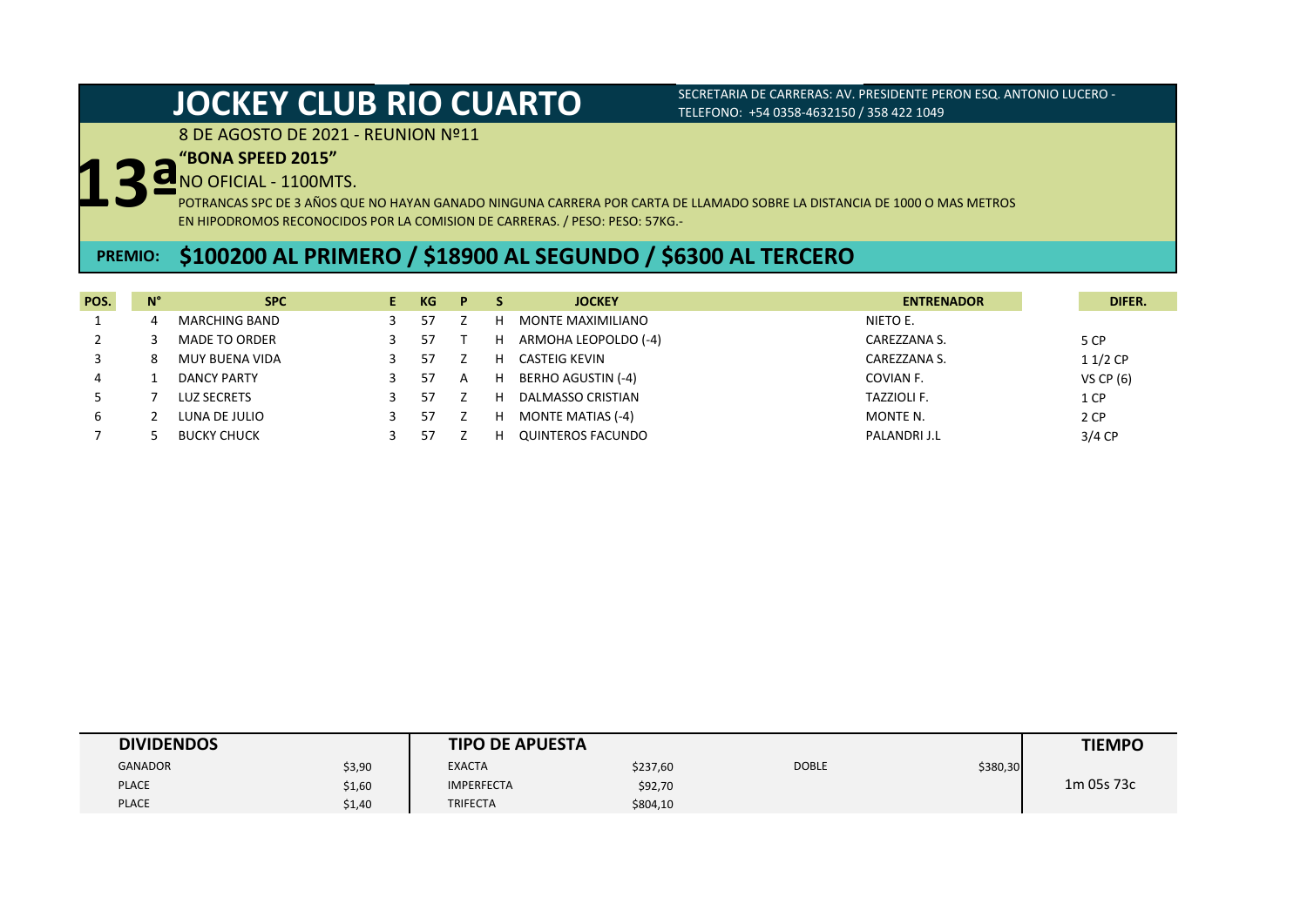# JOCKEY CLUB RIO CUARTO

SECRETARIA DE CARRERAS: AV. PRESIDENTE PERON ESQ. ANTONIO LUCERO - TELEFONO: +54 0358-4632150 / 358 422 1049

8 DE AGOSTO DE 2021 - REUNION Nº11

## 13ª

**"BONA SPEED 2015"**

NO OFICIAL - 1100MTS.

POTRANCAS SPC DE 3 AÑOS QUE NO HAYAN GANADO NINGUNA CARRERA POR CARTA DE LLAMADO SOBRE LA DISTANCIA DE 1000 O MAS METROS EN HIPODROMOS RECONOCIDOS POR LA COMISION DE CARRERAS. / PESO: PESO: 57KG.-

**PREMIO: $100200 AL PRIMERO / $18900 AL SEGUNDO / $6300 AL TERCERO**

| POS. | N° | SPC | E | KG | P | S | JOCKEY | ENTRENADOR | DIFER. |
|---|---|---|---|---|---|---|---|---|---|
| 1 | 4 | MARCHING BAND | 3 | 57 | Z | H | MONTE MAXIMILIANO | NIETO E. | |
| 2 | 3 | MADE TO ORDER | 3 | 57 | T | H | ARMOHA LEOPOLDO (-4) | CAREZZANA S. | 5 CP |
| 3 | 8 | MUY BUENA VIDA | 3 | 57 | Z | H | CASTEIG KEVIN | CAREZZANA S. | 1 1/2 CP |
| 4 | 1 | DANCY PARTY | 3 | 57 | A | H | BERHO AGUSTIN (-4) | COVIAN F. | VS CP (6) |
| 5 | 7 | LUZ SECRETS | 3 | 57 | Z | H | DALMASSO CRISTIAN | TAZZIOLI F. | 1 CP |
| 6 | 2 | LUNA DE JULIO | 3 | 57 | Z | H | MONTE MATIAS (-4) | MONTE N. | 2 CP |
| 7 | 5 | BUCKY CHUCK | 3 | 57 | Z | H | QUINTEROS FACUNDO | PALANDRI J.L | 3/4 CP |

| DIVIDENDOS | | TIPO DE APUESTA | | | | TIEMPO |
|---|---|---|---|---|---|---|
| GANADOR | $3,90 | EXACTA | $237,60 | DOBLE | $380,30 | 1m 05s 73c |
| PLACE | $1,60 | IMPERFECTA | $92,70 | | | |
| PLACE | $1,40 | TRIFECTA | $804,10 | | | |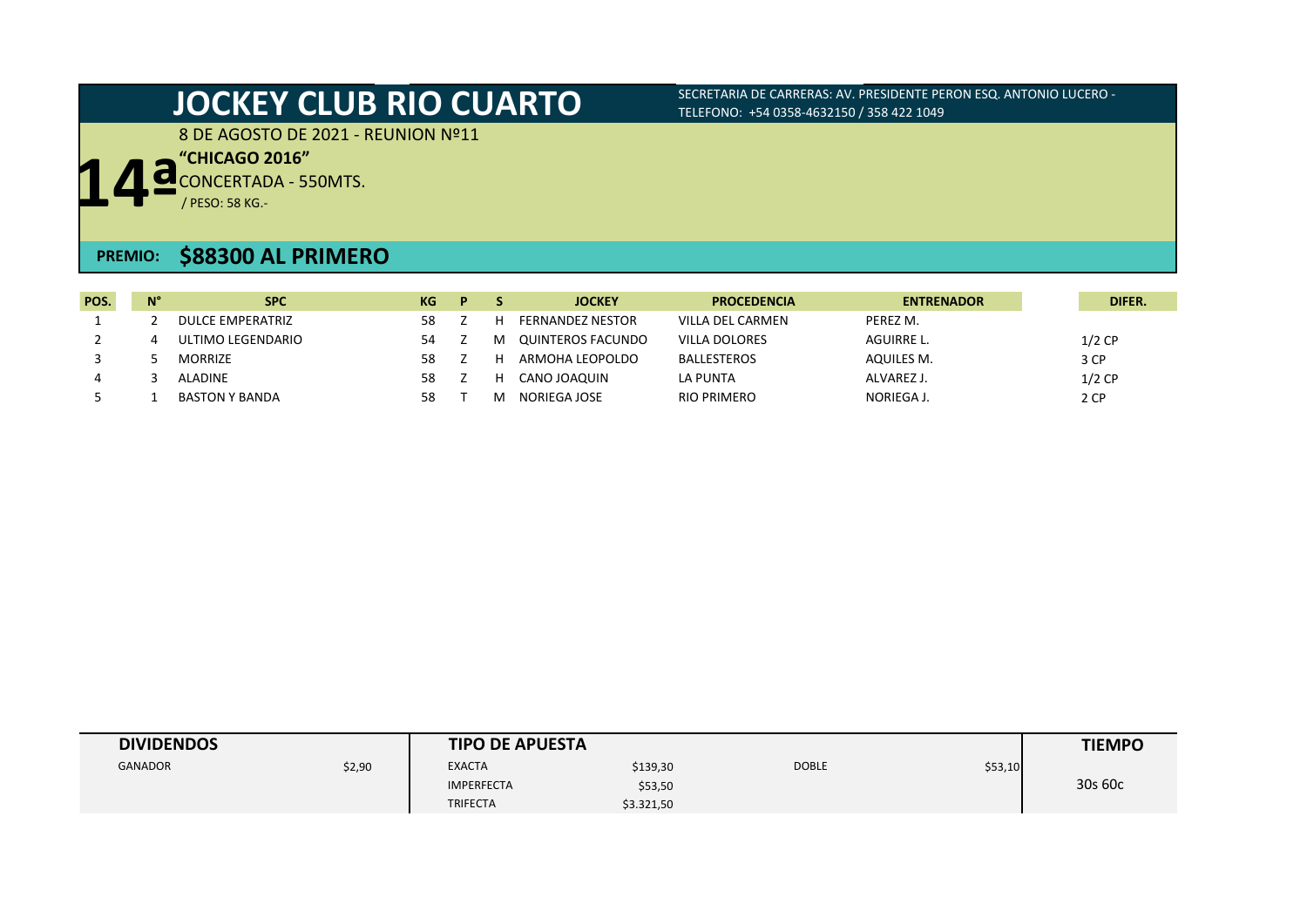# JOCKEY CLUB RIO CUARTO

SECRETARIA DE CARRERAS: AV. PRESIDENTE PERON ESQ. ANTONIO LUCERO - TELEFONO: +54 0358-4632150 / 358 422 1049

8 DE AGOSTO DE 2021 - REUNION Nº11

## 14ª

**"CHICAGO 2016"**

CONCERTADA - 550MTS.

/ PESO: 58 KG.-

**PREMIO: $88300 AL PRIMERO**

| POS. | N° | SPC | KG | P | S | JOCKEY | PROCEDENCIA | ENTRENADOR | DIFER. |
|---|---|---|---|---|---|---|---|---|---|
| 1 | 2 | DULCE EMPERATRIZ | 58 | Z | H | FERNANDEZ NESTOR | VILLA DEL CARMEN | PEREZ M. | |
| 2 | 4 | ULTIMO LEGENDARIO | 54 | Z | M | QUINTEROS FACUNDO | VILLA DOLORES | AGUIRRE L. | 1/2 CP |
| 3 | 5 | MORRIZE | 58 | Z | H | ARMOHA LEOPOLDO | BALLESTEROS | AQUILES M. | 3 CP |
| 4 | 3 | ALADINE | 58 | Z | H | CANO JOAQUIN | LA PUNTA | ALVAREZ J. | 1/2 CP |
| 5 | 1 | BASTON Y BANDA | 58 | T | M | NORIEGA JOSE | RIO PRIMERO | NORIEGA J. | 2 CP |

| DIVIDENDOS | | TIPO DE APUESTA | | | | TIEMPO |
|---|---|---|---|---|---|---|
| GANADOR | $2,90 | EXACTA | $139,30 | DOBLE | $53,10 | 30s 60c |
| | | IMPERFECTA | $53,50 | | | |
| | | TRIFECTA | $3.321,50 | | | |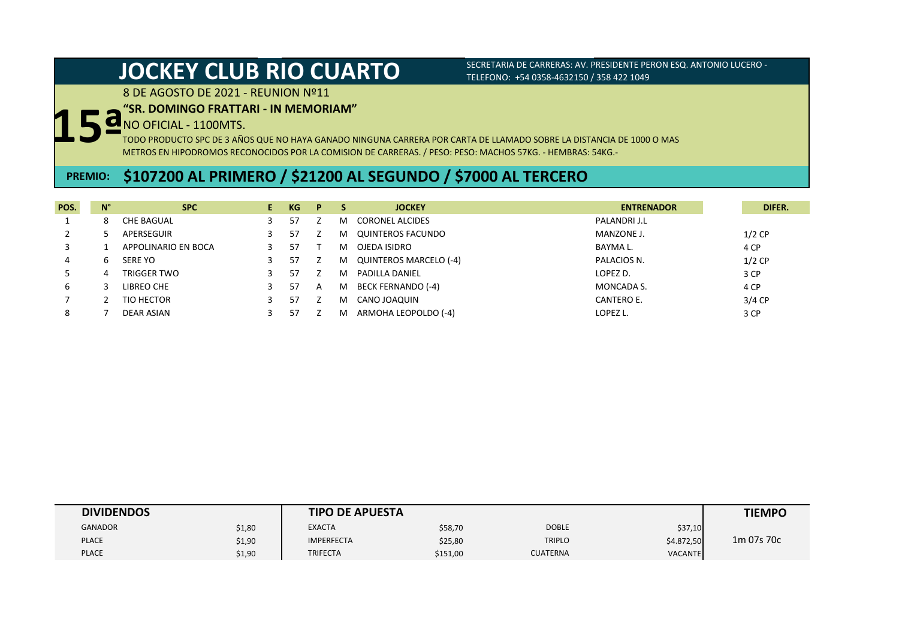# JOCKEY CLUB RIO CUARTO

SECRETARIA DE CARRERAS: AV. PRESIDENTE PERON ESQ. ANTONIO LUCERO - TELEFONO: +54 0358-4632150 / 358 422 1049

8 DE AGOSTO DE 2021 - REUNION Nº11

## 15ª

**"SR. DOMINGO FRATTARI - IN MEMORIAM"**

NO OFICIAL - 1100MTS.

TODO PRODUCTO SPC DE 3 AÑOS QUE NO HAYA GANADO NINGUNA CARRERA POR CARTA DE LLAMADO SOBRE LA DISTANCIA DE 1000 O MAS METROS EN HIPODROMOS RECONOCIDOS POR LA COMISION DE CARRERAS. / PESO: PESO: MACHOS 57KG. - HEMBRAS: 54KG.-

**PREMIO: $107200 AL PRIMERO / $21200 AL SEGUNDO / $7000 AL TERCERO**

| POS. | N° | SPC | E | KG | P | S | JOCKEY | ENTRENADOR | DIFER. |
|---|---|---|---|---|---|---|---|---|---|
| 1 | 8 | CHE BAGUAL | 3 | 57 | Z | M | CORONEL ALCIDES | PALANDRI J.L | |
| 2 | 5 | APERSEGUIR | 3 | 57 | Z | M | QUINTEROS FACUNDO | MANZONE J. | 1/2 CP |
| 3 | 1 | APPOLINARIO EN BOCA | 3 | 57 | T | M | OJEDA ISIDRO | BAYMA L. | 4 CP |
| 4 | 6 | SERE YO | 3 | 57 | Z | M | QUINTEROS MARCELO (-4) | PALACIOS N. | 1/2 CP |
| 5 | 4 | TRIGGER TWO | 3 | 57 | Z | M | PADILLA DANIEL | LOPEZ D. | 3 CP |
| 6 | 3 | LIBREO CHE | 3 | 57 | A | M | BECK FERNANDO (-4) | MONCADA S. | 4 CP |
| 7 | 2 | TIO HECTOR | 3 | 57 | Z | M | CANO JOAQUIN | CANTERO E. | 3/4 CP |
| 8 | 7 | DEAR ASIAN | 3 | 57 | Z | M | ARMOHA LEOPOLDO (-4) | LOPEZ L. | 3 CP |

| DIVIDENDOS | | TIPO DE APUESTA | | | | TIEMPO |
|---|---|---|---|---|---|---|
| GANADOR | $1,80 | EXACTA | $58,70 | DOBLE | $37,10 | 1m 07s 70c |
| PLACE | $1,90 | IMPERFECTA | $25,80 | TRIPLO | $4.872,50 | |
| PLACE | $1,90 | TRIFECTA | $151,00 | CUATERNA | VACANTE | |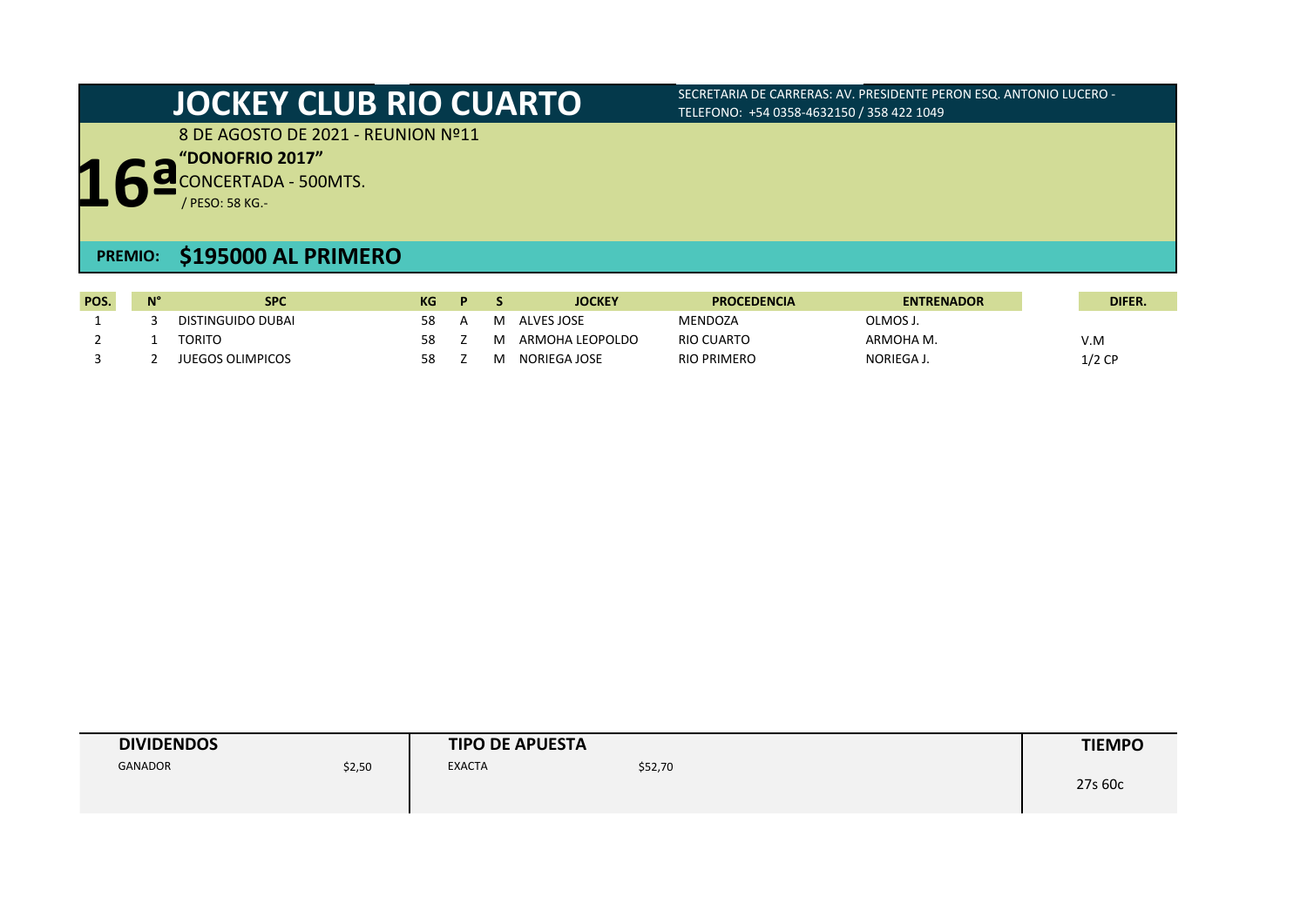# JOCKEY CLUB RIO CUARTO

SECRETARIA DE CARRERAS: AV. PRESIDENTE PERON ESQ. ANTONIO LUCERO -
TELEFONO: +54 0358-4632150 / 358 422 1049

8 DE AGOSTO DE 2021 - REUNION Nº11

## 16ª "DONOFRIO 2017"

CONCERTADA - 500MTS.

/ PESO: 58 KG.-

**PREMIO: $195000 AL PRIMERO**

| POS. | N° | SPC | KG | P | S | JOCKEY | PROCEDENCIA | ENTRENADOR | DIFER. |
|---|---|---|---|---|---|---|---|---|---|
| 1 | 3 | DISTINGUIDO DUBAI | 58 | A | M | ALVES JOSE | MENDOZA | OLMOS J. | |
| 2 | 1 | TORITO | 58 | Z | M | ARMOHA LEOPOLDO | RIO CUARTO | ARMOHA M. | V.M |
| 3 | 2 | JUEGOS OLIMPICOS | 58 | Z | M | NORIEGA JOSE | RIO PRIMERO | NORIEGA J. | 1/2 CP |

| DIVIDENDOS | | TIPO DE APUESTA | | TIEMPO |
|---|---|---|---|---|
| GANADOR | $2,50 | EXACTA | $52,70 | 27s 60c |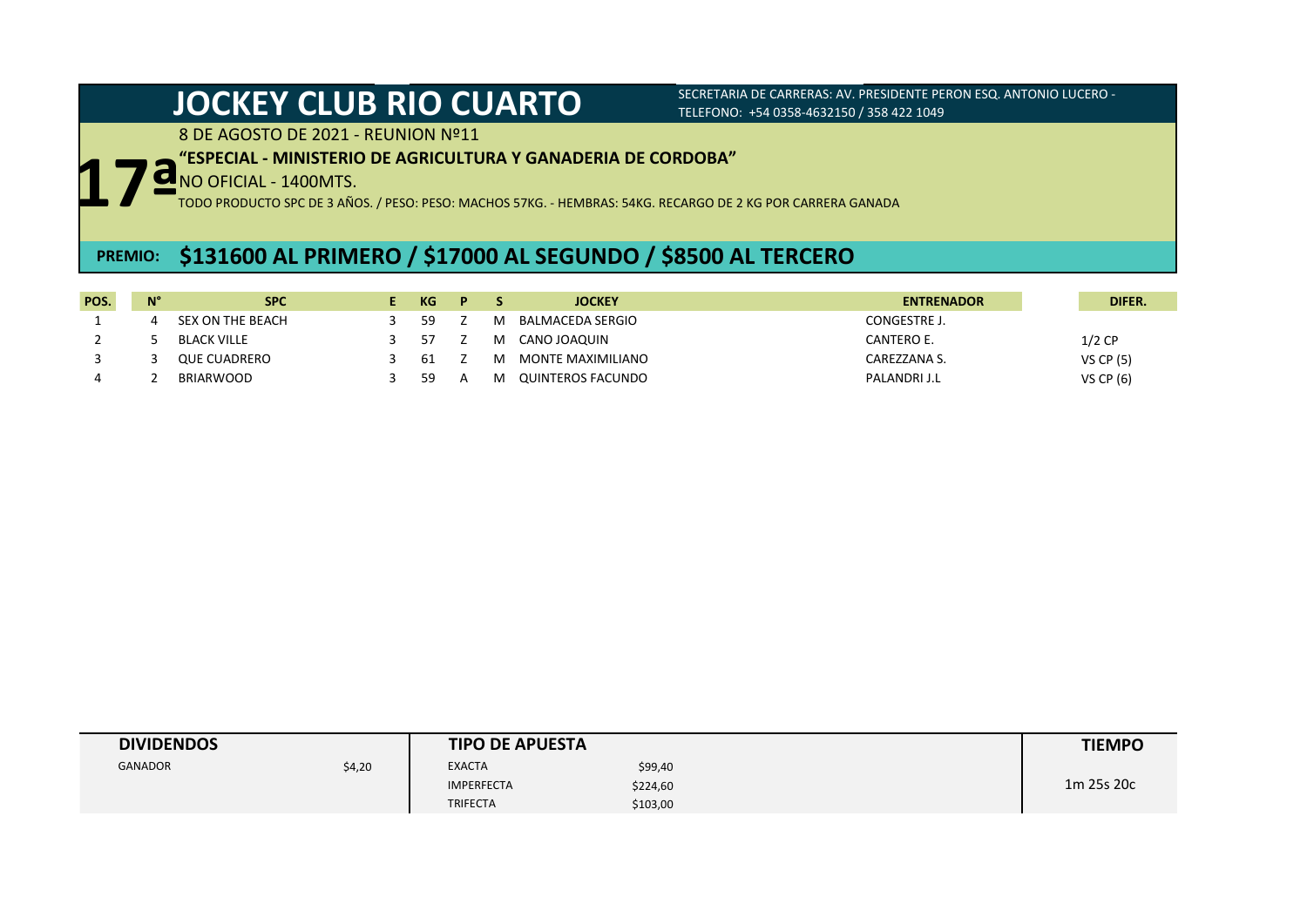# JOCKEY CLUB RIO CUARTO

SECRETARIA DE CARRERAS: AV. PRESIDENTE PERON ESQ. ANTONIO LUCERO - TELEFONO: +54 0358-4632150 / 358 422 1049

8 DE AGOSTO DE 2021 - REUNION Nº11

## 17ª

**“ESPECIAL - MINISTERIO DE AGRICULTURA Y GANADERIA DE CORDOBA”**

NO OFICIAL - 1400MTS.

TODO PRODUCTO SPC DE 3 AÑOS. / PESO: PESO: MACHOS 57KG. - HEMBRAS: 54KG. RECARGO DE 2 KG POR CARRERA GANADA

## PREMIO: $131600 AL PRIMERO / $17000 AL SEGUNDO / $8500 AL TERCERO

| POS. | N° | SPC | E | KG | P | S | JOCKEY | ENTRENADOR | DIFER. |
|---|---|---|---|---|---|---|---|---|---|
| 1 | 4 | SEX ON THE BEACH | 3 | 59 | Z | M | BALMACEDA SERGIO | CONGESTRE J. | |
| 2 | 5 | BLACK VILLE | 3 | 57 | Z | M | CANO JOAQUIN | CANTERO E. | 1/2 CP |
| 3 | 3 | QUE CUADRERO | 3 | 61 | Z | M | MONTE MAXIMILIANO | CAREZZANA S. | VS CP (5) |
| 4 | 2 | BRIARWOOD | 3 | 59 | A | M | QUINTEROS FACUNDO | PALANDRI J.L | VS CP (6) |

| DIVIDENDOS | | TIPO DE APUESTA | | TIEMPO |
|---|---|---|---|---|
| GANADOR | $4,20 | EXACTA | $99,40 | 1m 25s 20c |
| | | IMPERFECTA | $224,60 | |
| | | TRIFECTA | $103,00 | |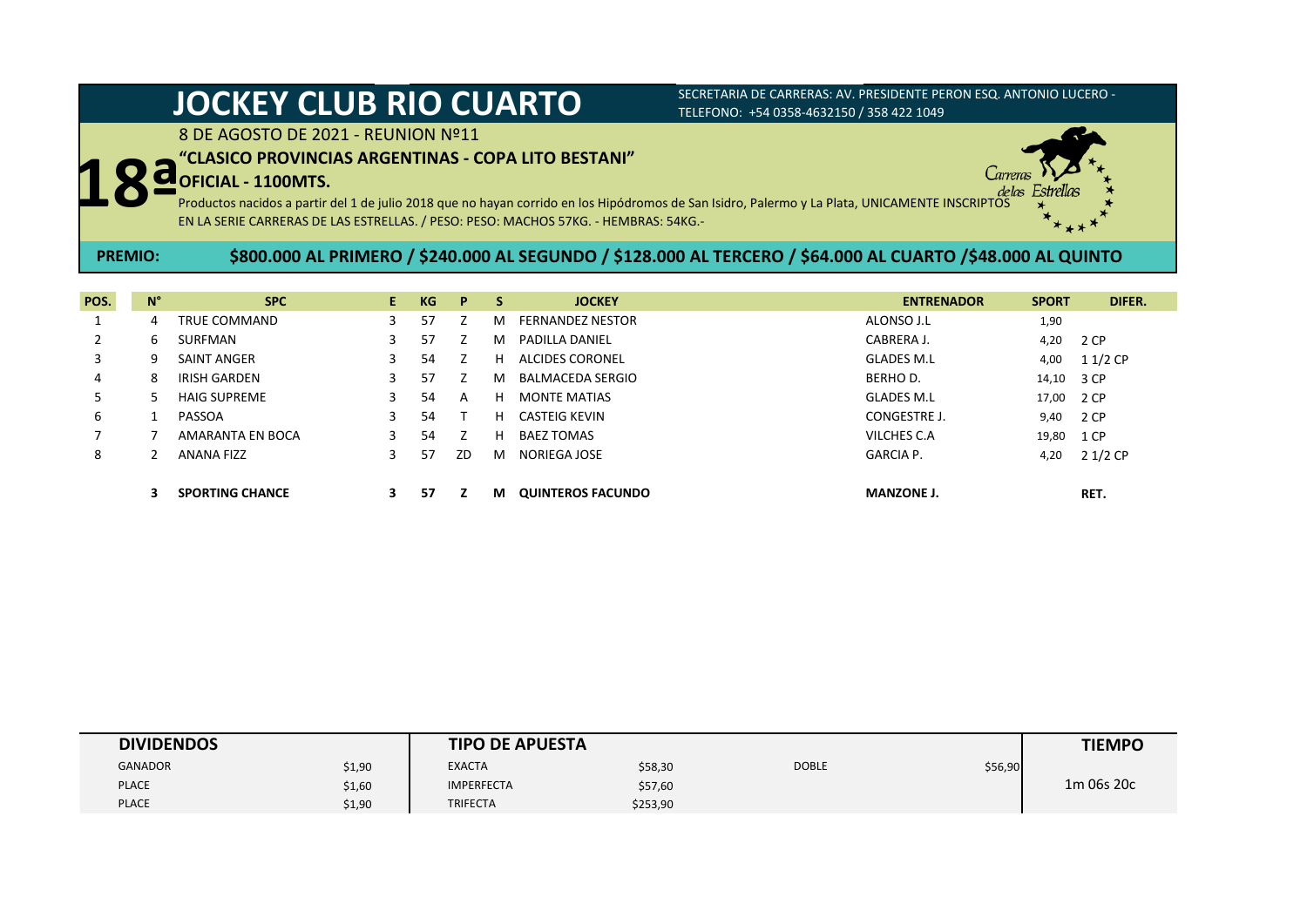# JOCKEY CLUB RIO CUARTO

SECRETARIA DE CARRERAS: AV. PRESIDENTE PERON ESQ. ANTONIO LUCERO - TELEFONO: +54 0358-4632150 / 358 422 1049

8 DE AGOSTO DE 2021 - REUNION Nº11

## 18ª "CLASICO PROVINCIAS ARGENTINAS - COPA LITO BESTANI"

**OFICIAL - 1100MTS.**

Productos nacidos a partir del 1 de julio 2018 que no hayan corrido en los Hipódromos de San Isidro, Palermo y La Plata, UNICAMENTE INSCRIPTOS EN LA SERIE CARRERAS DE LAS ESTRELLAS. / PESO: PESO: MACHOS 57KG. - HEMBRAS: 54KG.-

**PREMIO:** **$800.000 AL PRIMERO / $240.000 AL SEGUNDO / $128.000 AL TERCERO / $64.000 AL CUARTO /$48.000 AL QUINTO**

| POS. | N° | SPC | E. | KG | P | S | JOCKEY | ENTRENADOR | SPORT | DIFER. |
|---|---|---|---|---|---|---|---|---|---|---|
| 1 | 4 | TRUE COMMAND | 3 | 57 | Z | M | FERNANDEZ NESTOR | ALONSO J.L | 1,90 | |
| 2 | 6 | SURFMAN | 3 | 57 | Z | M | PADILLA DANIEL | CABRERA J. | 4,20 | 2 CP |
| 3 | 9 | SAINT ANGER | 3 | 54 | Z | H | ALCIDES CORONEL | GLADES M.L | 4,00 | 1 1/2 CP |
| 4 | 8 | IRISH GARDEN | 3 | 57 | Z | M | BALMACEDA SERGIO | BERHO D. | 14,10 | 3 CP |
| 5 | 5 | HAIG SUPREME | 3 | 54 | A | H | MONTE MATIAS | GLADES M.L | 17,00 | 2 CP |
| 6 | 1 | PASSOA | 3 | 54 | T | H | CASTEIG KEVIN | CONGESTRE J. | 9,40 | 2 CP |
| 7 | 7 | AMARANTA EN BOCA | 3 | 54 | Z | H | BAEZ TOMAS | VILCHES C.A | 19,80 | 1 CP |
| 8 | 2 | ANANA FIZZ | 3 | 57 | ZD | M | NORIEGA JOSE | GARCIA P. | 4,20 | 2 1/2 CP |
| | **3** | **SPORTING CHANCE** | **3** | **57** | **Z** | **M** | **QUINTEROS FACUNDO** | **MANZONE J.** | | **RET.** |

| DIVIDENDOS | | TIPO DE APUESTA | | | | TIEMPO |
|---|---|---|---|---|---|---|
| GANADOR | $1,90 | EXACTA | $58,30 | DOBLE | $56,90 | 1m 06s 20c |
| PLACE | $1,60 | IMPERFECTA | $57,60 | | | |
| PLACE | $1,90 | TRIFECTA | $253,90 | | | |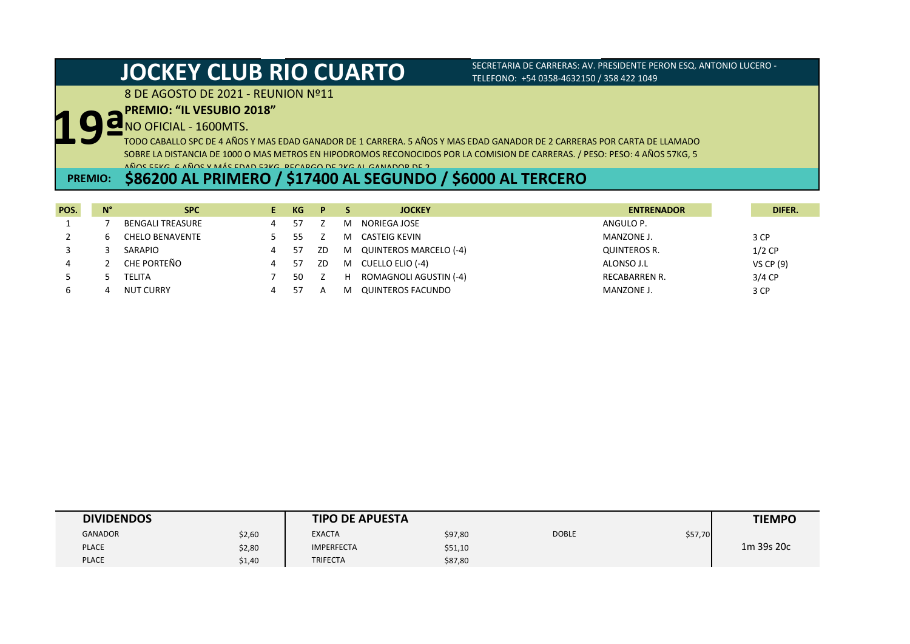# JOCKEY CLUB RIO CUARTO

SECRETARIA DE CARRERAS: AV. PRESIDENTE PERON ESQ. ANTONIO LUCERO - TELEFONO: +54 0358-4632150 / 358 422 1049

8 DE AGOSTO DE 2021 - REUNION Nº11

## 19ª

**PREMIO: "IL VESUBIO 2018"**

NO OFICIAL - 1600MTS.

TODO CABALLO SPC DE 4 AÑOS Y MAS EDAD GANADOR DE 1 CARRERA. 5 AÑOS Y MAS EDAD GANADOR DE 2 CARRERAS POR CARTA DE LLAMADO SOBRE LA DISTANCIA DE 1000 O MAS METROS EN HIPODROMOS RECONOCIDOS POR LA COMISION DE CARRERAS. / PESO: PESO: 4 AÑOS 57KG, 5 AÑOS 55KG, 6 AÑOS Y MÁS EDAD 53KG. RECARGO DE 2KG AL GANADOR DE 2

**PREMIO: $86200 AL PRIMERO / $17400 AL SEGUNDO / $6000 AL TERCERO**

| POS. | N° | SPC | E | KG | P | S | JOCKEY | ENTRENADOR | DIFER. |
|---|---|---|---|---|---|---|---|---|---|
| 1 | 7 | BENGALI TREASURE | 4 | 57 | Z | M | NORIEGA JOSE | ANGULO P. | |
| 2 | 6 | CHELO BENAVENTE | 5 | 55 | Z | M | CASTEIG KEVIN | MANZONE J. | 3 CP |
| 3 | 3 | SARAPIO | 4 | 57 | ZD | M | QUINTEROS MARCELO (-4) | QUINTEROS R. | 1/2 CP |
| 4 | 2 | CHE PORTEÑO | 4 | 57 | ZD | M | CUELLO ELIO (-4) | ALONSO J.L | VS CP (9) |
| 5 | 5 | TELITA | 7 | 50 | Z | H | ROMAGNOLI AGUSTIN (-4) | RECABARREN R. | 3/4 CP |
| 6 | 4 | NUT CURRY | 4 | 57 | A | M | QUINTEROS FACUNDO | MANZONE J. | 3 CP |

| DIVIDENDOS | | TIPO DE APUESTA | | | | TIEMPO |
|---|---|---|---|---|---|---|
| GANADOR | $2,60 | EXACTA | $97,80 | DOBLE | $57,70 | |
| PLACE | $2,80 | IMPERFECTA | $51,10 | | | 1m 39s 20c |
| PLACE | $1,40 | TRIFECTA | $87,80 | | | |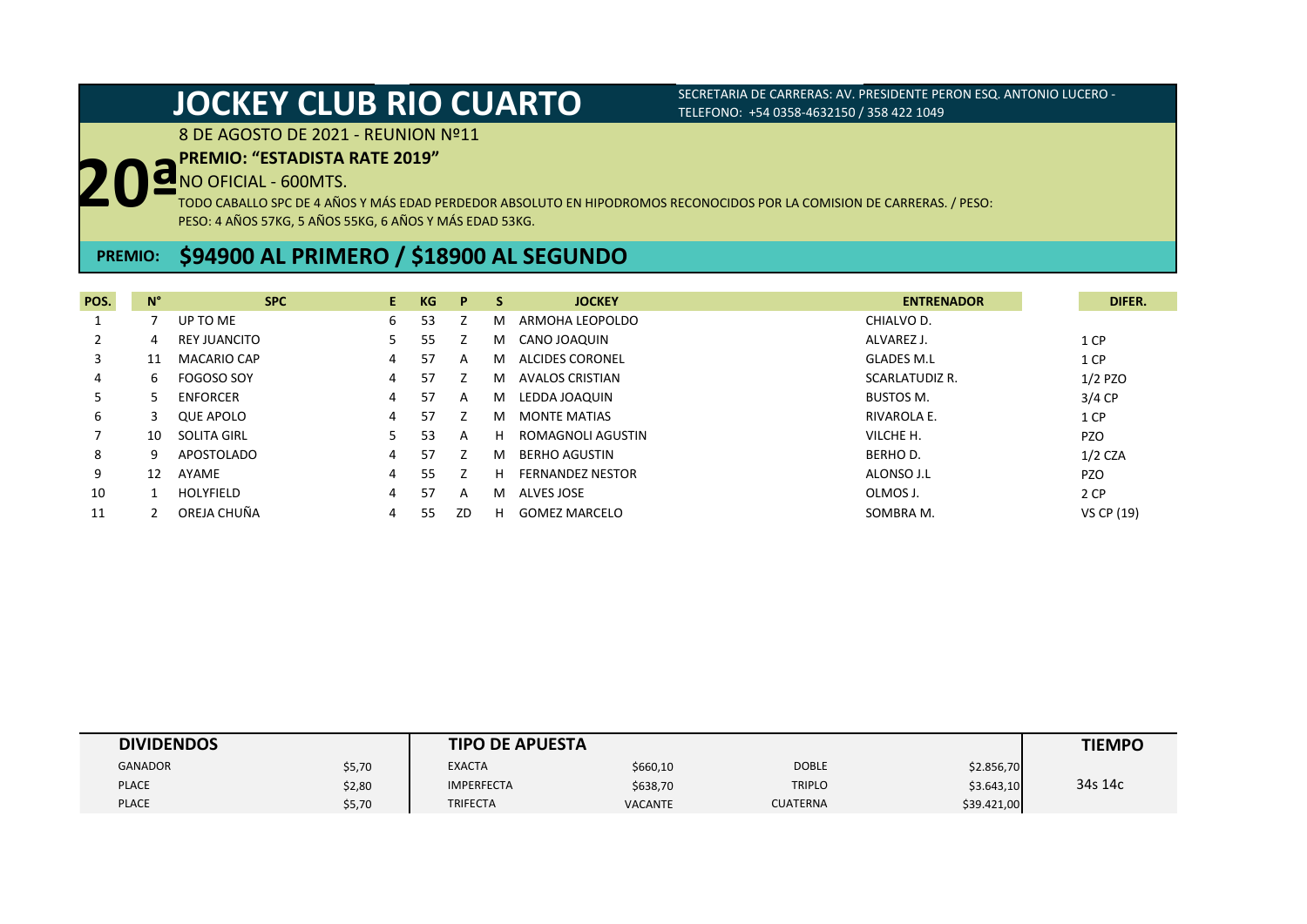# JOCKEY CLUB RIO CUARTO

SECRETARIA DE CARRERAS: AV. PRESIDENTE PERON ESQ. ANTONIO LUCERO - TELEFONO: +54 0358-4632150 / 358 422 1049

8 DE AGOSTO DE 2021 - REUNION Nº11

## 20ª

**PREMIO: "ESTADISTA RATE 2019"**

NO OFICIAL - 600MTS.

TODO CABALLO SPC DE 4 AÑOS Y MÁS EDAD PERDEDOR ABSOLUTO EN HIPODROMOS RECONOCIDOS POR LA COMISION DE CARRERAS. / PESO: PESO: 4 AÑOS 57KG, 5 AÑOS 55KG, 6 AÑOS Y MÁS EDAD 53KG.

**PREMIO: $94900 AL PRIMERO / $18900 AL SEGUNDO**

| POS. | N° | SPC | E. | KG | P | S | JOCKEY | ENTRENADOR | DIFER. |
|---|---|---|---|---|---|---|---|---|---|
| 1 | 7 | UP TO ME | 6 | 53 | Z | M | ARMOHA LEOPOLDO | CHIALVO D. | |
| 2 | 4 | REY JUANCITO | 5 | 55 | Z | M | CANO JOAQUIN | ALVAREZ J. | 1 CP |
| 3 | 11 | MACARIO CAP | 4 | 57 | A | M | ALCIDES CORONEL | GLADES M.L | 1 CP |
| 4 | 6 | FOGOSO SOY | 4 | 57 | Z | M | AVALOS CRISTIAN | SCARLATUDIZ R. | 1/2 PZO |
| 5 | 5 | ENFORCER | 4 | 57 | A | M | LEDDA JOAQUIN | BUSTOS M. | 3/4 CP |
| 6 | 3 | QUE APOLO | 4 | 57 | Z | M | MONTE MATIAS | RIVAROLA E. | 1 CP |
| 7 | 10 | SOLITA GIRL | 5 | 53 | A | H | ROMAGNOLI AGUSTIN | VILCHE H. | PZO |
| 8 | 9 | APOSTOLADO | 4 | 57 | Z | M | BERHO AGUSTIN | BERHO D. | 1/2 CZA |
| 9 | 12 | AYAME | 4 | 55 | Z | H | FERNANDEZ NESTOR | ALONSO J.L | PZO |
| 10 | 1 | HOLYFIELD | 4 | 57 | A | M | ALVES JOSE | OLMOS J. | 2 CP |
| 11 | 2 | OREJA CHUÑA | 4 | 55 | ZD | H | GOMEZ MARCELO | SOMBRA M. | VS CP (19) |

| DIVIDENDOS | | TIPO DE APUESTA | | | | TIEMPO |
|---|---|---|---|---|---|---|
| GANADOR | $5,70 | EXACTA | $660,10 | DOBLE | $2.856,70 | |
| PLACE | $2,80 | IMPERFECTA | $638,70 | TRIPLO | $3.643,10 | 34s 14c |
| PLACE | $5,70 | TRIFECTA | VACANTE | CUATERNA | $39.421,00 | |